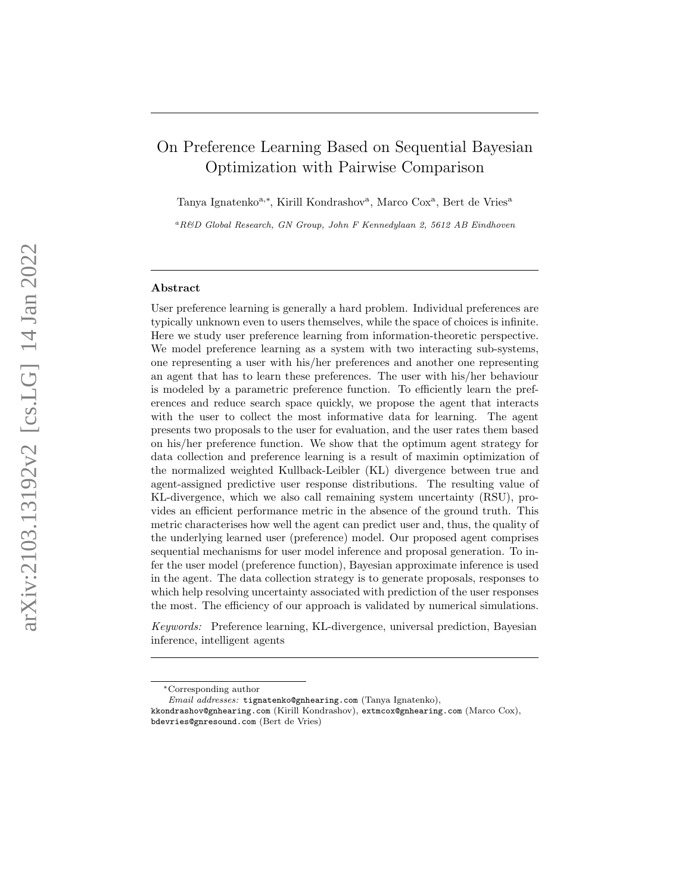# On Preference Learning Based on Sequential Bayesian Optimization with Pairwise Comparison

Tanya Ignatenko[a,*], Kirill Kondrashov[a], Marco Cox[a], Bert de Vries[a]

[a]*R&D Global Research, GN Group, John F Kennedylaan 2, 5612 AB Eindhoven*

---

## Abstract

User preference learning is generally a hard problem. Individual preferences are typically unknown even to users themselves, while the space of choices is infinite. Here we study user preference learning from information-theoretic perspective. We model preference learning as a system with two interacting sub-systems, one representing a user with his/her preferences and another one representing an agent that has to learn these preferences. The user with his/her behaviour is modeled by a parametric preference function. To efficiently learn the preferences and reduce search space quickly, we propose the agent that interacts with the user to collect the most informative data for learning. The agent presents two proposals to the user for evaluation, and the user rates them based on his/her preference function. We show that the optimum agent strategy for data collection and preference learning is a result of maximin optimization of the normalized weighted Kullback-Leibler (KL) divergence between true and agent-assigned predictive user response distributions. The resulting value of KL-divergence, which we also call remaining system uncertainty (RSU), provides an efficient performance metric in the absence of the ground truth. This metric characterises how well the agent can predict user and, thus, the quality of the underlying learned user (preference) model. Our proposed agent comprises sequential mechanisms for user model inference and proposal generation. To infer the user model (preference function), Bayesian approximate inference is used in the agent. The data collection strategy is to generate proposals, responses to which help resolving uncertainty associated with prediction of the user responses the most. The efficiency of our approach is validated by numerical simulations.

*Keywords:* Preference learning, KL-divergence, universal prediction, Bayesian inference, intelligent agents

---

*Corresponding author

*Email addresses:* tignatenko@gnhearing.com (Tanya Ignatenko), kkondrashov@gnhearing.com (Kirill Kondrashov), extmcox@gnhearing.com (Marco Cox), bdevries@gnresound.com (Bert de Vries)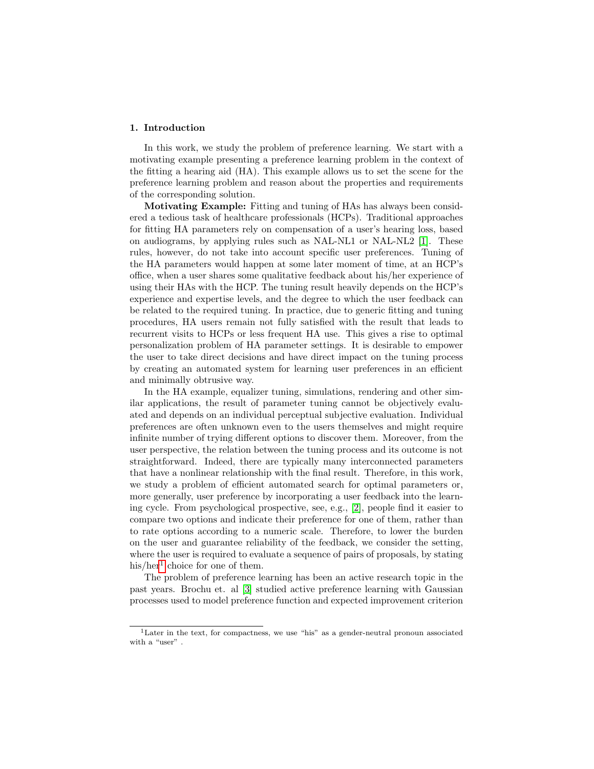## 1. Introduction

In this work, we study the problem of preference learning. We start with a motivating example presenting a preference learning problem in the context of the fitting a hearing aid (HA). This example allows us to set the scene for the preference learning problem and reason about the properties and requirements of the corresponding solution.

**Motivating Example:** Fitting and tuning of HAs has always been considered a tedious task of healthcare professionals (HCPs). Traditional approaches for fitting HA parameters rely on compensation of a user's hearing loss, based on audiograms, by applying rules such as NAL-NL1 or NAL-NL2 [1]. These rules, however, do not take into account specific user preferences. Tuning of the HA parameters would happen at some later moment of time, at an HCP's office, when a user shares some qualitative feedback about his/her experience of using their HAs with the HCP. The tuning result heavily depends on the HCP's experience and expertise levels, and the degree to which the user feedback can be related to the required tuning. In practice, due to generic fitting and tuning procedures, HA users remain not fully satisfied with the result that leads to recurrent visits to HCPs or less frequent HA use. This gives a rise to optimal personalization problem of HA parameter settings. It is desirable to empower the user to take direct decisions and have direct impact on the tuning process by creating an automated system for learning user preferences in an efficient and minimally obtrusive way.

In the HA example, equalizer tuning, simulations, rendering and other similar applications, the result of parameter tuning cannot be objectively evaluated and depends on an individual perceptual subjective evaluation. Individual preferences are often unknown even to the users themselves and might require infinite number of trying different options to discover them. Moreover, from the user perspective, the relation between the tuning process and its outcome is not straightforward. Indeed, there are typically many interconnected parameters that have a nonlinear relationship with the final result. Therefore, in this work, we study a problem of efficient automated search for optimal parameters or, more generally, user preference by incorporating a user feedback into the learning cycle. From psychological prospective, see, e.g., [2], people find it easier to compare two options and indicate their preference for one of them, rather than to rate options according to a numeric scale. Therefore, to lower the burden on the user and guarantee reliability of the feedback, we consider the setting, where the user is required to evaluate a sequence of pairs of proposals, by stating his/her[1] choice for one of them.

The problem of preference learning has been an active research topic in the past years. Brochu et. al [3] studied active preference learning with Gaussian processes used to model preference function and expected improvement criterion

[1] Later in the text, for compactness, we use "his" as a gender-neutral pronoun associated with a "user" .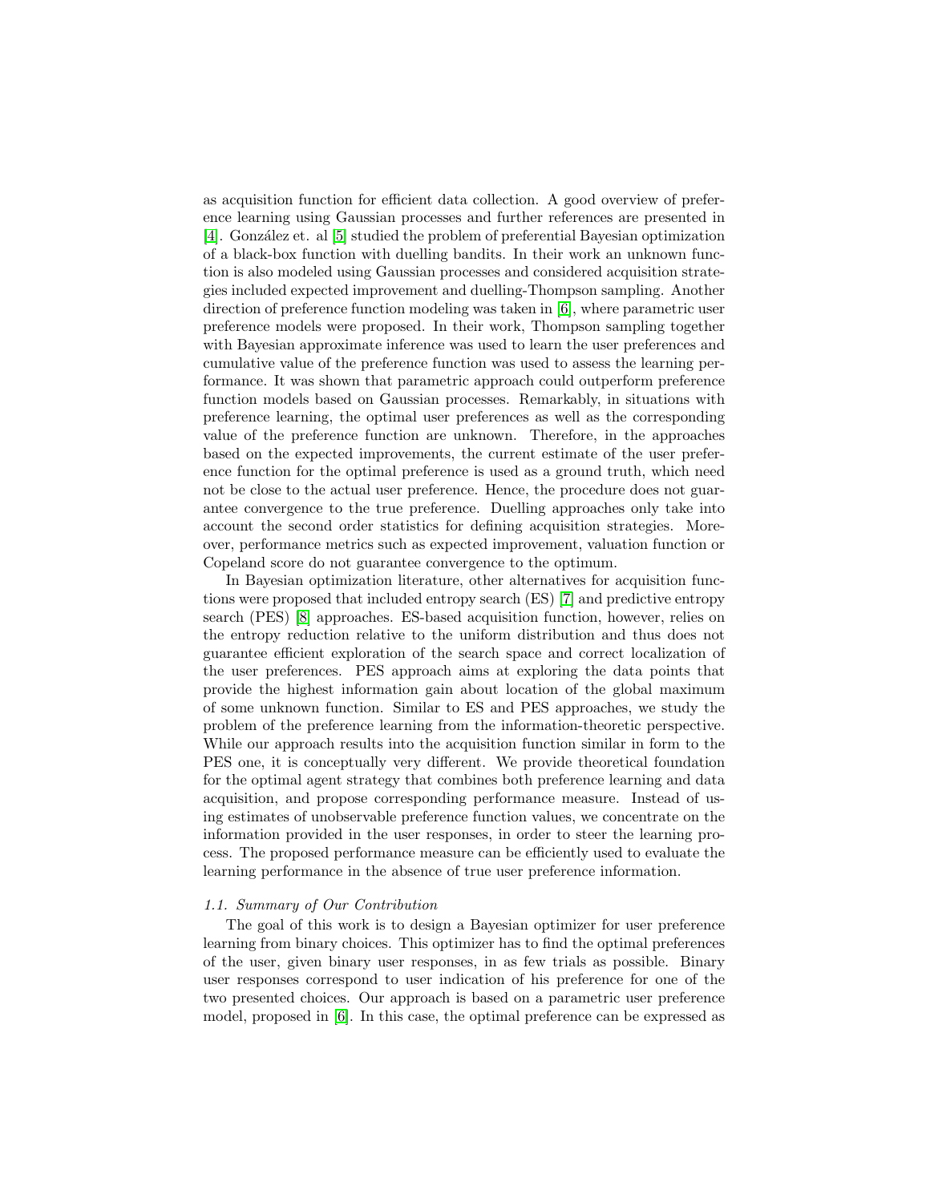as acquisition function for efficient data collection. A good overview of preference learning using Gaussian processes and further references are presented in [4]. González et. al [5] studied the problem of preferential Bayesian optimization of a black-box function with duelling bandits. In their work an unknown function is also modeled using Gaussian processes and considered acquisition strategies included expected improvement and duelling-Thompson sampling. Another direction of preference function modeling was taken in [6], where parametric user preference models were proposed. In their work, Thompson sampling together with Bayesian approximate inference was used to learn the user preferences and cumulative value of the preference function was used to assess the learning performance. It was shown that parametric approach could outperform preference function models based on Gaussian processes. Remarkably, in situations with preference learning, the optimal user preferences as well as the corresponding value of the preference function are unknown. Therefore, in the approaches based on the expected improvements, the current estimate of the user preference function for the optimal preference is used as a ground truth, which need not be close to the actual user preference. Hence, the procedure does not guarantee convergence to the true preference. Duelling approaches only take into account the second order statistics for defining acquisition strategies. Moreover, performance metrics such as expected improvement, valuation function or Copeland score do not guarantee convergence to the optimum.

In Bayesian optimization literature, other alternatives for acquisition functions were proposed that included entropy search (ES) [7] and predictive entropy search (PES) [8] approaches. ES-based acquisition function, however, relies on the entropy reduction relative to the uniform distribution and thus does not guarantee efficient exploration of the search space and correct localization of the user preferences. PES approach aims at exploring the data points that provide the highest information gain about location of the global maximum of some unknown function. Similar to ES and PES approaches, we study the problem of the preference learning from the information-theoretic perspective. While our approach results into the acquisition function similar in form to the PES one, it is conceptually very different. We provide theoretical foundation for the optimal agent strategy that combines both preference learning and data acquisition, and propose corresponding performance measure. Instead of using estimates of unobservable preference function values, we concentrate on the information provided in the user responses, in order to steer the learning process. The proposed performance measure can be efficiently used to evaluate the learning performance in the absence of true user preference information.

### *1.1. Summary of Our Contribution*

The goal of this work is to design a Bayesian optimizer for user preference learning from binary choices. This optimizer has to find the optimal preferences of the user, given binary user responses, in as few trials as possible. Binary user responses correspond to user indication of his preference for one of the two presented choices. Our approach is based on a parametric user preference model, proposed in [6]. In this case, the optimal preference can be expressed as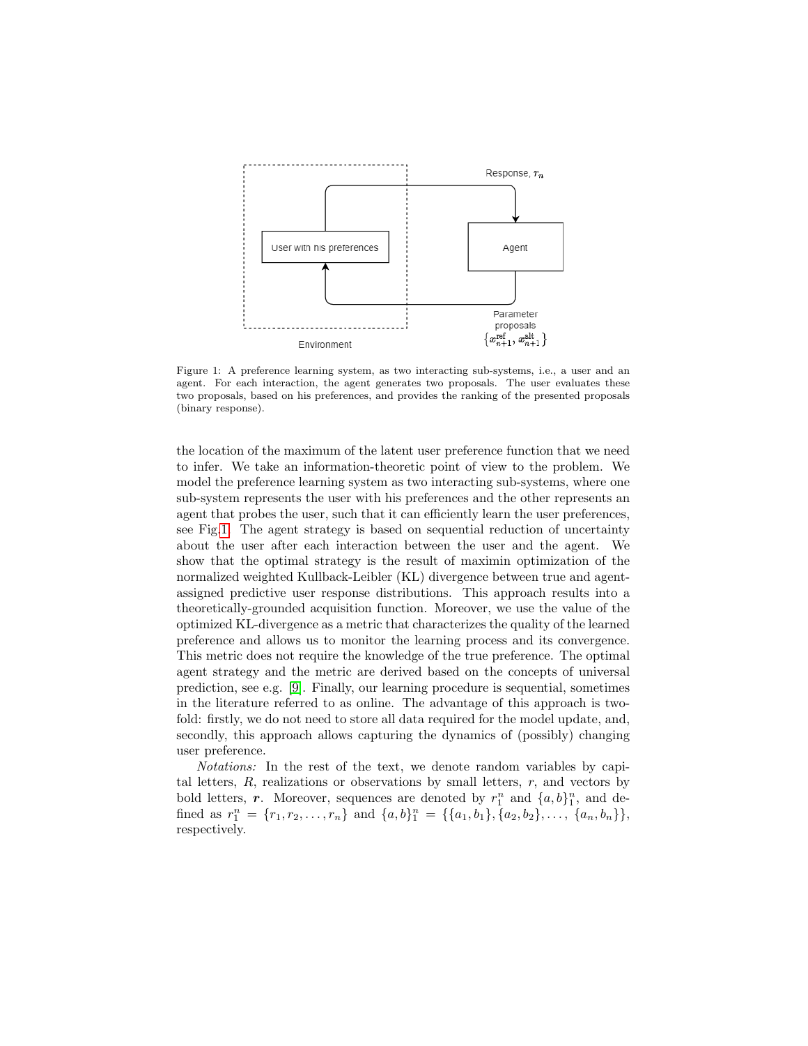Figure 1: A preference learning system, as two interacting sub-systems, i.e., a user and an agent. For each interaction, the agent generates two proposals. The user evaluates these two proposals, based on his preferences, and provides the ranking of the presented proposals (binary response).

the location of the maximum of the latent user preference function that we need to infer. We take an information-theoretic point of view to the problem. We model the preference learning system as two interacting sub-systems, where one sub-system represents the user with his preferences and the other represents an agent that probes the user, such that it can efficiently learn the user preferences, see Fig. 1. The agent strategy is based on sequential reduction of uncertainty about the user after each interaction between the user and the agent. We show that the optimal strategy is the result of maximin optimization of the normalized weighted Kullback-Leibler (KL) divergence between true and agent-assigned predictive user response distributions. This approach results into a theoretically-grounded acquisition function. Moreover, we use the value of the optimized KL-divergence as a metric that characterizes the quality of the learned preference and allows us to monitor the learning process and its convergence. This metric does not require the knowledge of the true preference. The optimal agent strategy and the metric are derived based on the concepts of universal prediction, see e.g. [9]. Finally, our learning procedure is sequential, sometimes in the literature referred to as online. The advantage of this approach is two-fold: firstly, we do not need to store all data required for the model update, and, secondly, this approach allows capturing the dynamics of (possibly) changing user preference.

*Notations:* In the rest of the text, we denote random variables by capital letters, $R$, realizations or observations by small letters, $r$, and vectors by bold letters, $\boldsymbol{r}$. Moreover, sequences are denoted by $r_1^n$ and $\{a, b\}_1^n$, and defined as $r_1^n = \{r_1, r_2, \ldots, r_n\}$ and $\{a, b\}_1^n = \{\{a_1, b_1\}, \{a_2, b_2\}, \ldots, \{a_n, b_n\}\}$, respectively.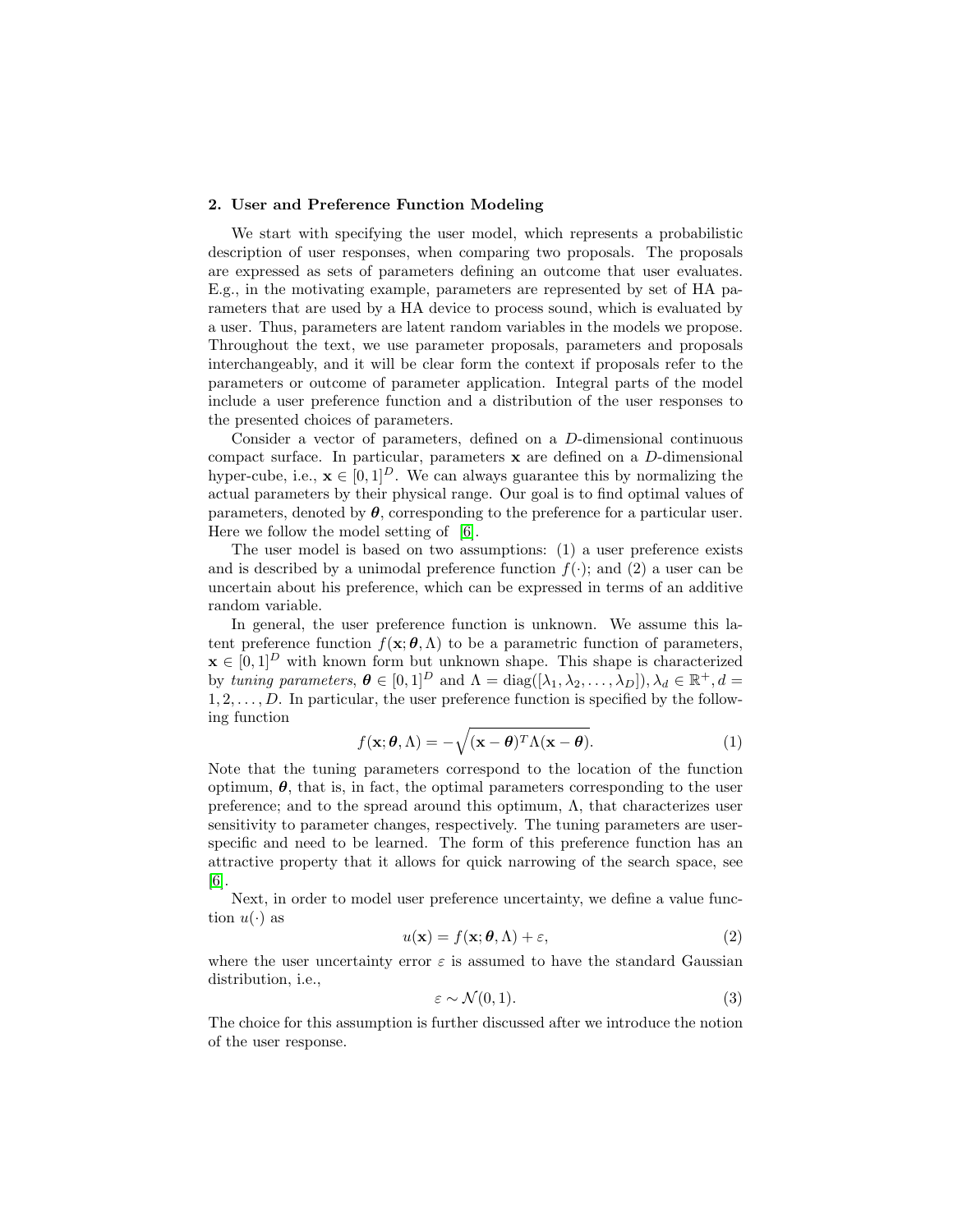## 2. User and Preference Function Modeling

We start with specifying the user model, which represents a probabilistic description of user responses, when comparing two proposals. The proposals are expressed as sets of parameters defining an outcome that user evaluates. E.g., in the motivating example, parameters are represented by set of HA parameters that are used by a HA device to process sound, which is evaluated by a user. Thus, parameters are latent random variables in the models we propose. Throughout the text, we use parameter proposals, parameters and proposals interchangeably, and it will be clear form the context if proposals refer to the parameters or outcome of parameter application. Integral parts of the model include a user preference function and a distribution of the user responses to the presented choices of parameters.

Consider a vector of parameters, defined on a $D$-dimensional continuous compact surface. In particular, parameters $\mathbf{x}$ are defined on a $D$-dimensional hyper-cube, i.e., $\mathbf{x} \in [0,1]^D$. We can always guarantee this by normalizing the actual parameters by their physical range. Our goal is to find optimal values of parameters, denoted by $\boldsymbol{\theta}$, corresponding to the preference for a particular user. Here we follow the model setting of [6].

The user model is based on two assumptions: (1) a user preference exists and is described by a unimodal preference function $f(\cdot)$; and (2) a user can be uncertain about his preference, which can be expressed in terms of an additive random variable.

In general, the user preference function is unknown. We assume this latent preference function $f(\mathbf{x}; \boldsymbol{\theta}, \Lambda)$ to be a parametric function of parameters, $\mathbf{x} \in [0,1]^D$ with known form but unknown shape. This shape is characterized by *tuning parameters*, $\boldsymbol{\theta} \in [0,1]^D$ and $\Lambda = \mathrm{diag}([\lambda_1, \lambda_2, \ldots, \lambda_D]), \lambda_d \in \mathbb{R}^+, d = 1, 2, \ldots, D$. In particular, the user preference function is specified by the following function

$$f(\mathbf{x}; \boldsymbol{\theta}, \Lambda) = -\sqrt{(\mathbf{x} - \boldsymbol{\theta})^T \Lambda (\mathbf{x} - \boldsymbol{\theta})}. \tag{1}$$

Note that the tuning parameters correspond to the location of the function optimum, $\boldsymbol{\theta}$, that is, in fact, the optimal parameters corresponding to the user preference; and to the spread around this optimum, $\Lambda$, that characterizes user sensitivity to parameter changes, respectively. The tuning parameters are user-specific and need to be learned. The form of this preference function has an attractive property that it allows for quick narrowing of the search space, see [6].

Next, in order to model user preference uncertainty, we define a value function $u(\cdot)$ as

$$u(\mathbf{x}) = f(\mathbf{x}; \boldsymbol{\theta}, \Lambda) + \varepsilon, \tag{2}$$

where the user uncertainty error $\varepsilon$ is assumed to have the standard Gaussian distribution, i.e.,

$$\varepsilon \sim \mathcal{N}(0, 1). \tag{3}$$

The choice for this assumption is further discussed after we introduce the notion of the user response.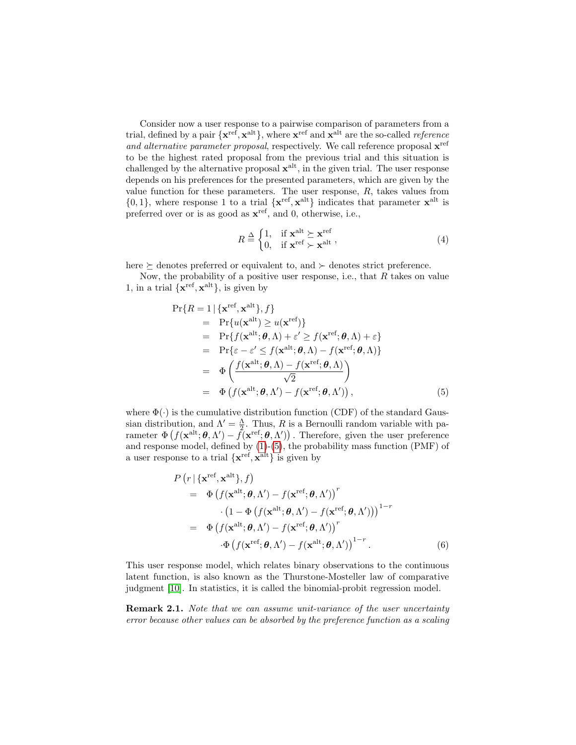Consider now a user response to a pairwise comparison of parameters from a trial, defined by a pair $\{\mathbf{x}^{\text{ref}}, \mathbf{x}^{\text{alt}}\}$, where $\mathbf{x}^{\text{ref}}$ and $\mathbf{x}^{\text{alt}}$ are the so-called *reference and alternative parameter proposal*, respectively. We call reference proposal $\mathbf{x}^{\text{ref}}$ to be the highest rated proposal from the previous trial and this situation is challenged by the alternative proposal $\mathbf{x}^{\text{alt}}$, in the given trial. The user response depends on his preferences for the presented parameters, which are given by the value function for these parameters. The user response, $R$, takes values from $\{0, 1\}$, where response 1 to a trial $\{\mathbf{x}^{\text{ref}}, \mathbf{x}^{\text{alt}}\}$ indicates that parameter $\mathbf{x}^{\text{alt}}$ is preferred over or is as good as $\mathbf{x}^{\text{ref}}$, and 0, otherwise, i.e.,

$$R \triangleq \begin{cases} 1, & \text{if } \mathbf{x}^{\text{alt}} \succeq \mathbf{x}^{\text{ref}} \\ 0, & \text{if } \mathbf{x}^{\text{ref}} \succ \mathbf{x}^{\text{alt}} \end{cases}, \tag{4}$$

here $\succeq$ denotes preferred or equivalent to, and $\succ$ denotes strict preference.

Now, the probability of a positive user response, i.e., that $R$ takes on value 1, in a trial $\{\mathbf{x}^{\text{ref}}, \mathbf{x}^{\text{alt}}\}$, is given by

$$\begin{aligned}
&\Pr\{R = 1 \,|\, \{\mathbf{x}^{\text{ref}}, \mathbf{x}^{\text{alt}}\}, f\} \\
&\quad= \Pr\{u(\mathbf{x}^{\text{alt}}) \geq u(\mathbf{x}^{\text{ref}})\} \\
&\quad= \Pr\{f(\mathbf{x}^{\text{alt}}; \boldsymbol{\theta}, \Lambda) + \varepsilon' \geq f(\mathbf{x}^{\text{ref}}; \boldsymbol{\theta}, \Lambda) + \varepsilon\} \\
&\quad= \Pr\{\varepsilon - \varepsilon' \leq f(\mathbf{x}^{\text{alt}}; \boldsymbol{\theta}, \Lambda) - f(\mathbf{x}^{\text{ref}}; \boldsymbol{\theta}, \Lambda)\} \\
&\quad= \Phi\left(\frac{f(\mathbf{x}^{\text{alt}}; \boldsymbol{\theta}, \Lambda) - f(\mathbf{x}^{\text{ref}}; \boldsymbol{\theta}, \Lambda)}{\sqrt{2}}\right) \\
&\quad= \Phi\left(f(\mathbf{x}^{\text{alt}}; \boldsymbol{\theta}, \Lambda') - f(\mathbf{x}^{\text{ref}}; \boldsymbol{\theta}, \Lambda')\right),
\end{aligned} \tag{5}$$

where $\Phi(\cdot)$ is the cumulative distribution function (CDF) of the standard Gaussian distribution, and $\Lambda' = \frac{\Lambda}{2}$. Thus, $R$ is a Bernoulli random variable with parameter $\Phi\left(f(\mathbf{x}^{\text{alt}}; \boldsymbol{\theta}, \Lambda') - f(\mathbf{x}^{\text{ref}}; \boldsymbol{\theta}, \Lambda')\right)$. Therefore, given the user preference and response model, defined by (1)-(5), the probability mass function (PMF) of a user response to a trial $\{\mathbf{x}^{\text{ref}}, \mathbf{x}^{\text{alt}}\}$ is given by

$$\begin{aligned}
&P\left(r \,|\, \{\mathbf{x}^{\text{ref}}, \mathbf{x}^{\text{alt}}\}, f\right) \\
&\quad= \Phi\left(f(\mathbf{x}^{\text{alt}}; \boldsymbol{\theta}, \Lambda') - f(\mathbf{x}^{\text{ref}}; \boldsymbol{\theta}, \Lambda')\right)^r \\
&\qquad\quad \cdot \left(1 - \Phi\left(f(\mathbf{x}^{\text{alt}}; \boldsymbol{\theta}, \Lambda') - f(\mathbf{x}^{\text{ref}}; \boldsymbol{\theta}, \Lambda')\right)\right)^{1-r} \\
&\quad= \Phi\left(f(\mathbf{x}^{\text{alt}}; \boldsymbol{\theta}, \Lambda') - f(\mathbf{x}^{\text{ref}}; \boldsymbol{\theta}, \Lambda')\right)^r \\
&\qquad\quad \cdot \Phi\left(f(\mathbf{x}^{\text{ref}}; \boldsymbol{\theta}, \Lambda') - f(\mathbf{x}^{\text{alt}}; \boldsymbol{\theta}, \Lambda')\right)^{1-r}.
\end{aligned} \tag{6}$$

This user response model, which relates binary observations to the continuous latent function, is also known as the Thurstone-Mosteller law of comparative judgment [10]. In statistics, it is called the binomial-probit regression model.

**Remark 2.1.** *Note that we can assume unit-variance of the user uncertainty error because other values can be absorbed by the preference function as a scaling*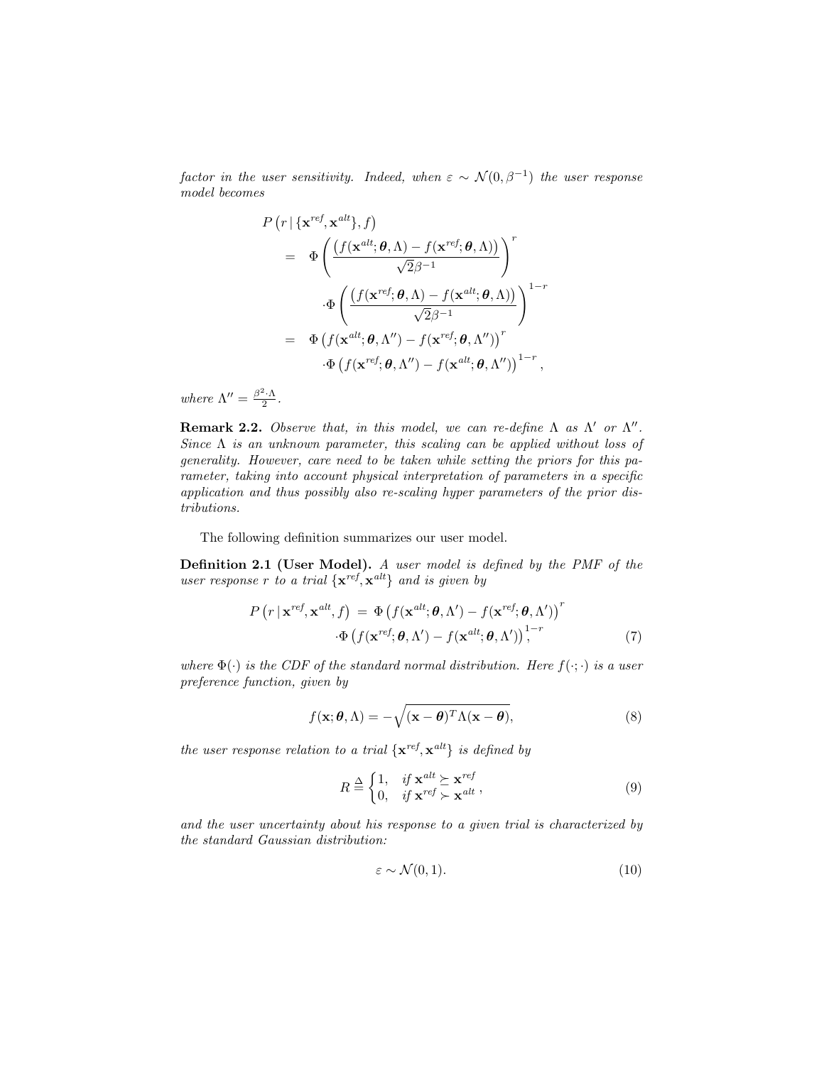*factor in the user sensitivity. Indeed, when $\varepsilon \sim \mathcal{N}(0, \beta^{-1})$ the user response model becomes*

$$
\begin{aligned}
P\left(r \mid \{\mathbf{x}^{ref}, \mathbf{x}^{alt}\}, f\right) \\
&= \Phi\left(\frac{\left(f(\mathbf{x}^{alt}; \boldsymbol{\theta}, \Lambda) - f(\mathbf{x}^{ref}; \boldsymbol{\theta}, \Lambda)\right)}{\sqrt{2}\beta^{-1}}\right)^{r} \\
&\quad \cdot \Phi\left(\frac{\left(f(\mathbf{x}^{ref}; \boldsymbol{\theta}, \Lambda) - f(\mathbf{x}^{alt}; \boldsymbol{\theta}, \Lambda)\right)}{\sqrt{2}\beta^{-1}}\right)^{1-r} \\
&= \Phi\left(f(\mathbf{x}^{alt}; \boldsymbol{\theta}, \Lambda'') - f(\mathbf{x}^{ref}; \boldsymbol{\theta}, \Lambda'')\right)^{r} \\
&\quad \cdot \Phi\left(f(\mathbf{x}^{ref}; \boldsymbol{\theta}, \Lambda'') - f(\mathbf{x}^{alt}; \boldsymbol{\theta}, \Lambda'')\right)^{1-r},
\end{aligned}
$$

*where $\Lambda'' = \frac{\beta^2 \cdot \Lambda}{2}$.*

**Remark 2.2.** *Observe that, in this model, we can re-define $\Lambda$ as $\Lambda'$ or $\Lambda''$. Since $\Lambda$ is an unknown parameter, this scaling can be applied without loss of generality. However, care need to be taken while setting the priors for this parameter, taking into account physical interpretation of parameters in a specific application and thus possibly also re-scaling hyper parameters of the prior distributions.*

The following definition summarizes our user model.

**Definition 2.1 (User Model).** *A user model is defined by the PMF of the user response $r$ to a trial $\{\mathbf{x}^{ref}, \mathbf{x}^{alt}\}$ and is given by*

$$
\begin{aligned}
P\left(r \mid \mathbf{x}^{ref}, \mathbf{x}^{alt}, f\right) &= \Phi\left(f(\mathbf{x}^{alt}; \boldsymbol{\theta}, \Lambda') - f(\mathbf{x}^{ref}; \boldsymbol{\theta}, \Lambda')\right)^{r} \\
&\quad \cdot \Phi\left(f(\mathbf{x}^{ref}; \boldsymbol{\theta}, \Lambda') - f(\mathbf{x}^{alt}; \boldsymbol{\theta}, \Lambda')\right)^{1-r},
\end{aligned} \tag{7}
$$

*where $\Phi(\cdot)$ is the CDF of the standard normal distribution. Here $f(\cdot;\cdot)$ is a user preference function, given by*

$$
f(\mathbf{x}; \boldsymbol{\theta}, \Lambda) = -\sqrt{(\mathbf{x} - \boldsymbol{\theta})^T \Lambda (\mathbf{x} - \boldsymbol{\theta})}, \tag{8}
$$

*the user response relation to a trial $\{\mathbf{x}^{ref}, \mathbf{x}^{alt}\}$ is defined by*

$$
R \triangleq \begin{cases} 1, & \text{if } \mathbf{x}^{alt} \succeq \mathbf{x}^{ref} \\ 0, & \text{if } \mathbf{x}^{ref} \succ \mathbf{x}^{alt} \end{cases}, \tag{9}
$$

*and the user uncertainty about his response to a given trial is characterized by the standard Gaussian distribution:*

$$
\varepsilon \sim \mathcal{N}(0, 1). \tag{10}
$$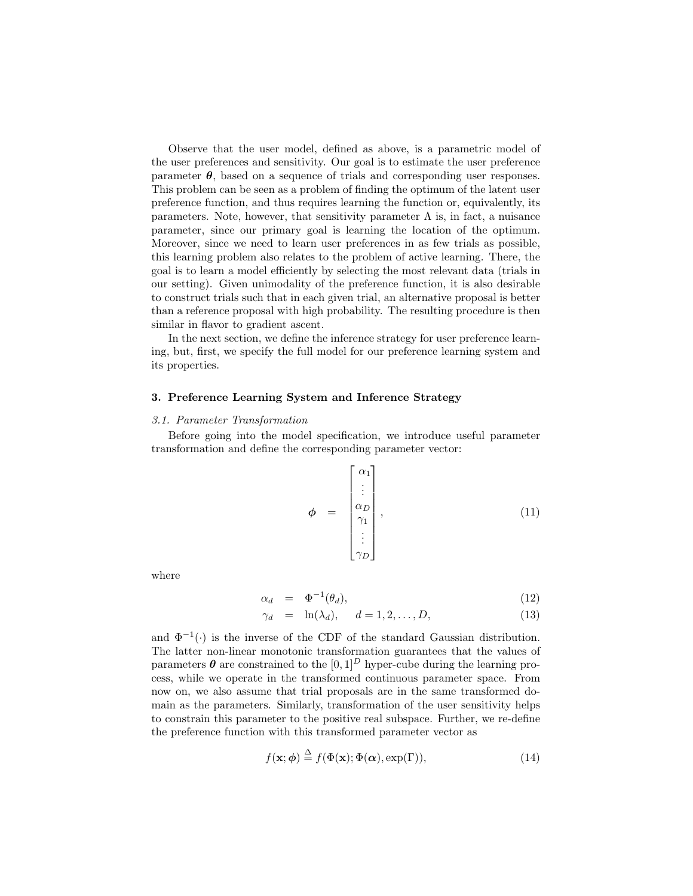Observe that the user model, defined as above, is a parametric model of the user preferences and sensitivity. Our goal is to estimate the user preference parameter $\boldsymbol{\theta}$, based on a sequence of trials and corresponding user responses. This problem can be seen as a problem of finding the optimum of the latent user preference function, and thus requires learning the function or, equivalently, its parameters. Note, however, that sensitivity parameter $\Lambda$ is, in fact, a nuisance parameter, since our primary goal is learning the location of the optimum. Moreover, since we need to learn user preferences in as few trials as possible, this learning problem also relates to the problem of active learning. There, the goal is to learn a model efficiently by selecting the most relevant data (trials in our setting). Given unimodality of the preference function, it is also desirable to construct trials such that in each given trial, an alternative proposal is better than a reference proposal with high probability. The resulting procedure is then similar in flavor to gradient ascent.

In the next section, we define the inference strategy for user preference learning, but, first, we specify the full model for our preference learning system and its properties.

## 3. Preference Learning System and Inference Strategy

### *3.1. Parameter Transformation*

Before going into the model specification, we introduce useful parameter transformation and define the corresponding parameter vector:

$$\boldsymbol{\phi} \quad = \quad \begin{bmatrix} \alpha_1 \\ \vdots \\ \alpha_D \\ \gamma_1 \\ \vdots \\ \gamma_D \end{bmatrix}, \tag{11}$$

where

$$\alpha_d \quad = \quad \Phi^{-1}(\theta_d), \tag{12}$$

$$\gamma_d \quad = \quad \ln(\lambda_d), \qquad d = 1, 2, \ldots, D, \tag{13}$$

and $\Phi^{-1}(\cdot)$ is the inverse of the CDF of the standard Gaussian distribution. The latter non-linear monotonic transformation guarantees that the values of parameters $\boldsymbol{\theta}$ are constrained to the $[0, 1]^D$ hyper-cube during the learning process, while we operate in the transformed continuous parameter space. From now on, we also assume that trial proposals are in the same transformed domain as the parameters. Similarly, transformation of the user sensitivity helps to constrain this parameter to the positive real subspace. Further, we re-define the preference function with this transformed parameter vector as

$$f(\mathbf{x}; \boldsymbol{\phi}) \stackrel{\Delta}{=} f(\Phi(\mathbf{x}); \Phi(\boldsymbol{\alpha}), \exp(\Gamma)), \tag{14}$$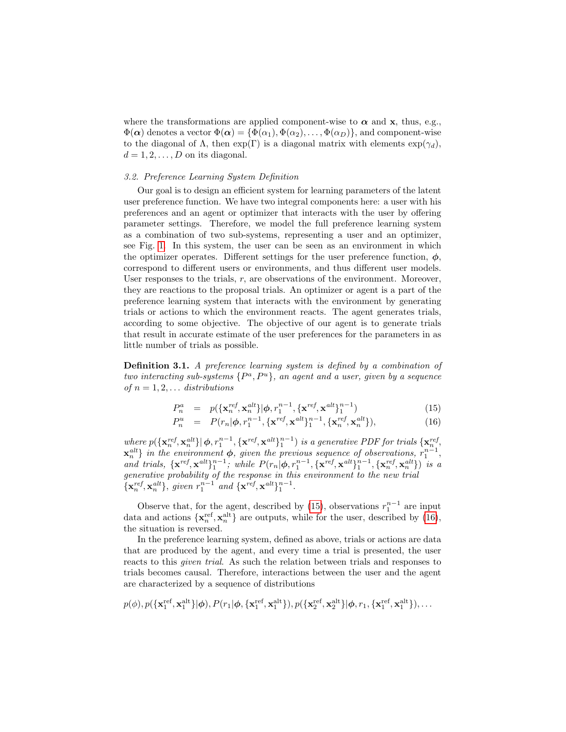where the transformations are applied component-wise to $\boldsymbol{\alpha}$ and $\mathbf{x}$, thus, e.g., $\Phi(\boldsymbol{\alpha})$ denotes a vector $\Phi(\boldsymbol{\alpha}) = \{\Phi(\alpha_1), \Phi(\alpha_2), \ldots, \Phi(\alpha_D)\}$, and component-wise to the diagonal of $\Lambda$, then $\exp(\Gamma)$ is a diagonal matrix with elements $\exp(\gamma_d)$, $d = 1, 2, \ldots, D$ on its diagonal.

### *3.2. Preference Learning System Definition*

Our goal is to design an efficient system for learning parameters of the latent user preference function. We have two integral components here: a user with his preferences and an agent or optimizer that interacts with the user by offering parameter settings. Therefore, we model the full preference learning system as a combination of two sub-systems, representing a user and an optimizer, see Fig. 1. In this system, the user can be seen as an environment in which the optimizer operates. Different settings for the user preference function, $\boldsymbol{\phi}$, correspond to different users or environments, and thus different user models. User responses to the trials, $r$, are observations of the environment. Moreover, they are reactions to the proposal trials. An optimizer or agent is a part of the preference learning system that interacts with the environment by generating trials or actions to which the environment reacts. The agent generates trials, according to some objective. The objective of our agent is to generate trials that result in accurate estimate of the user preferences for the parameters in as little number of trials as possible.

**Definition 3.1.** *A preference learning system is defined by a combination of two interacting sub-systems $\{P^a, P^u\}$, an agent and a user, given by a sequence of $n = 1, 2, \ldots$ distributions*

$$
\begin{aligned}
P_n^a &= p(\{\mathbf{x}_n^{ref}, \mathbf{x}_n^{alt}\}|\boldsymbol{\phi}, r_1^{n-1}, \{\mathbf{x}^{ref}, \mathbf{x}^{alt}\}_1^{n-1}) &\quad (15)\\
P_n^u &= P(r_n|\boldsymbol{\phi}, r_1^{n-1}, \{\mathbf{x}^{ref}, \mathbf{x}^{alt}\}_1^{n-1}, \{\mathbf{x}_n^{ref}, \mathbf{x}_n^{alt}\}), &\quad (16)
\end{aligned}
$$

*where $p(\{\mathbf{x}_n^{ref}, \mathbf{x}_n^{alt}\}|\,\boldsymbol{\phi}, r_1^{n-1}, \{\mathbf{x}^{ref}, \mathbf{x}^{alt}\}_1^{n-1})$ is a generative PDF for trials $\{\mathbf{x}_n^{ref}, \mathbf{x}_n^{alt}\}$ in the environment $\boldsymbol{\phi}$, given the previous sequence of observations, $r_1^{n-1}$, and trials, $\{\mathbf{x}^{ref}, \mathbf{x}^{alt}\}_1^{n-1}$; while $P(r_n|\boldsymbol{\phi}, r_1^{n-1}, \{\mathbf{x}^{ref}, \mathbf{x}^{alt}\}_1^{n-1}, \{\mathbf{x}_n^{ref}, \mathbf{x}_n^{alt}\})$ is a generative probability of the response in this environment to the new trial $\{\mathbf{x}_n^{ref}, \mathbf{x}_n^{alt}\}$, given $r_1^{n-1}$ and $\{\mathbf{x}^{ref}, \mathbf{x}^{alt}\}_1^{n-1}$.*

Observe that, for the agent, described by (15), observations $r_1^{n-1}$ are input data and actions $\{\mathbf{x}_n^{\mathrm{ref}}, \mathbf{x}_n^{\mathrm{alt}}\}$ are outputs, while for the user, described by (16), the situation is reversed.

In the preference learning system, defined as above, trials or actions are data that are produced by the agent, and every time a trial is presented, the user reacts to this *given trial*. As such the relation between trials and responses to trials becomes causal. Therefore, interactions between the user and the agent are characterized by a sequence of distributions

$$
p(\phi), p(\{\mathbf{x}_1^{\mathrm{ref}}, \mathbf{x}_1^{\mathrm{alt}}\}|\boldsymbol{\phi}), P(r_1|\boldsymbol{\phi}, \{\mathbf{x}_1^{\mathrm{ref}}, \mathbf{x}_1^{\mathrm{alt}}\}), p(\{\mathbf{x}_2^{\mathrm{ref}}, \mathbf{x}_2^{\mathrm{alt}}\}|\boldsymbol{\phi}, r_1, \{\mathbf{x}_1^{\mathrm{ref}}, \mathbf{x}_1^{\mathrm{alt}}\}), \ldots
$$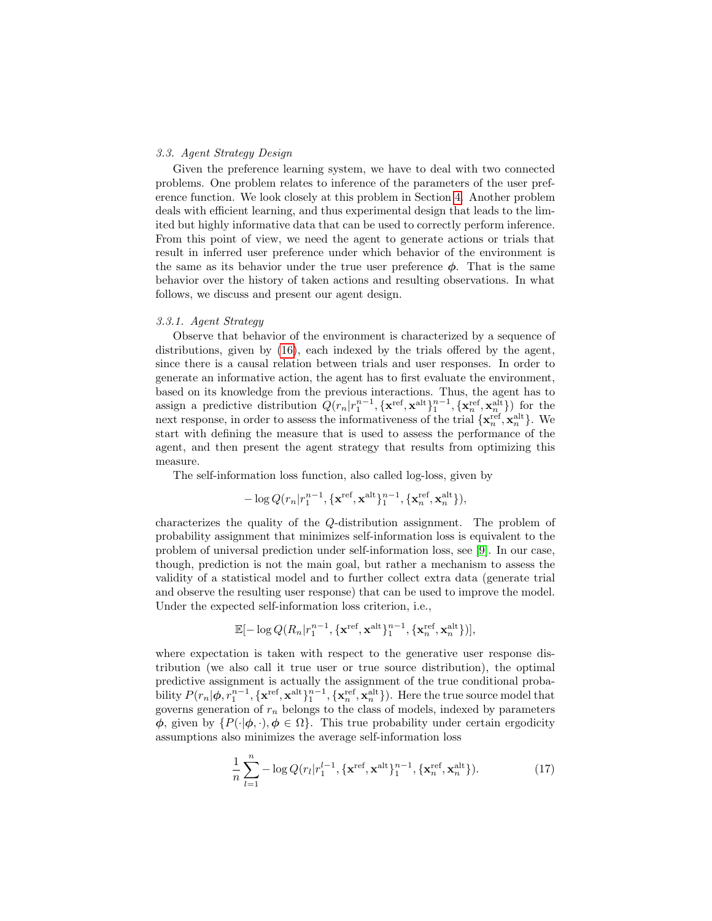### 3.3. Agent Strategy Design

Given the preference learning system, we have to deal with two connected problems. One problem relates to inference of the parameters of the user preference function. We look closely at this problem in Section 4. Another problem deals with efficient learning, and thus experimental design that leads to the limited but highly informative data that can be used to correctly perform inference. From this point of view, we need the agent to generate actions or trials that result in inferred user preference under which behavior of the environment is the same as its behavior under the true user preference $\boldsymbol{\phi}$. That is the same behavior over the history of taken actions and resulting observations. In what follows, we discuss and present our agent design.

#### 3.3.1. Agent Strategy

Observe that behavior of the environment is characterized by a sequence of distributions, given by (16), each indexed by the trials offered by the agent, since there is a causal relation between trials and user responses. In order to generate an informative action, the agent has to first evaluate the environment, based on its knowledge from the previous interactions. Thus, the agent has to assign a predictive distribution $Q(r_n|r_1^{n-1}, \{\mathbf{x}^{\text{ref}}, \mathbf{x}^{\text{alt}}\}_1^{n-1}, \{\mathbf{x}_n^{\text{ref}}, \mathbf{x}_n^{\text{alt}}\})$ for the next response, in order to assess the informativeness of the trial $\{\mathbf{x}_n^{\text{ref}}, \mathbf{x}_n^{\text{alt}}\}$. We start with defining the measure that is used to assess the performance of the agent, and then present the agent strategy that results from optimizing this measure.

The self-information loss function, also called log-loss, given by

$$-\log Q(r_n|r_1^{n-1}, \{\mathbf{x}^{\text{ref}}, \mathbf{x}^{\text{alt}}\}_1^{n-1}, \{\mathbf{x}_n^{\text{ref}}, \mathbf{x}_n^{\text{alt}}\}),$$

characterizes the quality of the $Q$-distribution assignment. The problem of probability assignment that minimizes self-information loss is equivalent to the problem of universal prediction under self-information loss, see [9]. In our case, though, prediction is not the main goal, but rather a mechanism to assess the validity of a statistical model and to further collect extra data (generate trial and observe the resulting user response) that can be used to improve the model. Under the expected self-information loss criterion, i.e.,

$$\mathbb{E}[-\log Q(R_n|r_1^{n-1}, \{\mathbf{x}^{\text{ref}}, \mathbf{x}^{\text{alt}}\}_1^{n-1}, \{\mathbf{x}_n^{\text{ref}}, \mathbf{x}_n^{\text{alt}}\})],$$

where expectation is taken with respect to the generative user response distribution (we also call it true user or true source distribution), the optimal predictive assignment is actually the assignment of the true conditional probability $P(r_n|\boldsymbol{\phi}, r_1^{n-1}, \{\mathbf{x}^{\text{ref}}, \mathbf{x}^{\text{alt}}\}_1^{n-1}, \{\mathbf{x}_n^{\text{ref}}, \mathbf{x}_n^{\text{alt}}\})$. Here the true source model that governs generation of $r_n$ belongs to the class of models, indexed by parameters $\boldsymbol{\phi}$, given by $\{P(\cdot|\boldsymbol{\phi}, \cdot), \boldsymbol{\phi} \in \Omega\}$. This true probability under certain ergodicity assumptions also minimizes the average self-information loss

$$\frac{1}{n}\sum_{l=1}^{n} -\log Q(r_l|r_1^{l-1}, \{\mathbf{x}^{\text{ref}}, \mathbf{x}^{\text{alt}}\}_1^{n-1}, \{\mathbf{x}_n^{\text{ref}}, \mathbf{x}_n^{\text{alt}}\}). \tag{17}$$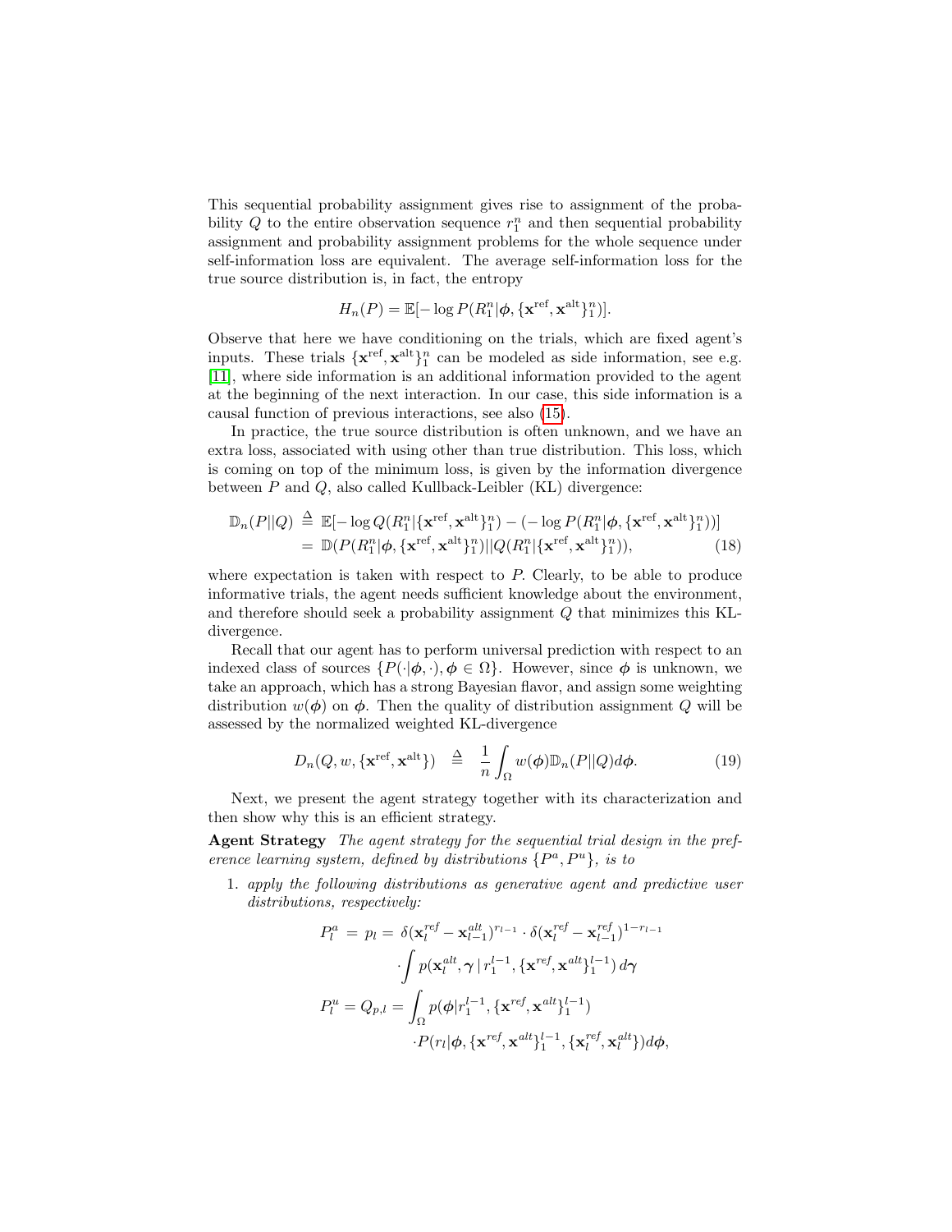This sequential probability assignment gives rise to assignment of the probability $Q$ to the entire observation sequence $r_1^n$ and then sequential probability assignment and probability assignment problems for the whole sequence under self-information loss are equivalent. The average self-information loss for the true source distribution is, in fact, the entropy

$$H_n(P) = \mathbb{E}[-\log P(R_1^n|\boldsymbol{\phi}, \{\mathbf{x}^{\text{ref}}, \mathbf{x}^{\text{alt}}\}_1^n)].$$

Observe that here we have conditioning on the trials, which are fixed agent's inputs. These trials $\{\mathbf{x}^{\text{ref}}, \mathbf{x}^{\text{alt}}\}_1^n$ can be modeled as side information, see e.g. [11], where side information is an additional information provided to the agent at the beginning of the next interaction. In our case, this side information is a causal function of previous interactions, see also (15).

In practice, the true source distribution is often unknown, and we have an extra loss, associated with using other than true distribution. This loss, which is coming on top of the minimum loss, is given by the information divergence between $P$ and $Q$, also called Kullback-Leibler (KL) divergence:

$$\begin{aligned}
\mathbb{D}_n(P||Q) &\triangleq \mathbb{E}[-\log Q(R_1^n|\{\mathbf{x}^{\text{ref}}, \mathbf{x}^{\text{alt}}\}_1^n) - (-\log P(R_1^n|\boldsymbol{\phi}, \{\mathbf{x}^{\text{ref}}, \mathbf{x}^{\text{alt}}\}_1^n))] \\
&= \mathbb{D}(P(R_1^n|\boldsymbol{\phi}, \{\mathbf{x}^{\text{ref}}, \mathbf{x}^{\text{alt}}\}_1^n)||Q(R_1^n|\{\mathbf{x}^{\text{ref}}, \mathbf{x}^{\text{alt}}\}_1^n)), \qquad (18)
\end{aligned}$$

where expectation is taken with respect to $P$. Clearly, to be able to produce informative trials, the agent needs sufficient knowledge about the environment, and therefore should seek a probability assignment $Q$ that minimizes this KL-divergence.

Recall that our agent has to perform universal prediction with respect to an indexed class of sources $\{P(\cdot|\boldsymbol{\phi}, \cdot), \boldsymbol{\phi} \in \Omega\}$. However, since $\boldsymbol{\phi}$ is unknown, we take an approach, which has a strong Bayesian flavor, and assign some weighting distribution $w(\boldsymbol{\phi})$ on $\boldsymbol{\phi}$. Then the quality of distribution assignment $Q$ will be assessed by the normalized weighted KL-divergence

$$D_n(Q, w, \{\mathbf{x}^{\text{ref}}, \mathbf{x}^{\text{alt}}\}) \triangleq \frac{1}{n}\int_{\Omega} w(\boldsymbol{\phi})\mathbb{D}_n(P||Q)d\boldsymbol{\phi}. \qquad (19)$$

Next, we present the agent strategy together with its characterization and then show why this is an efficient strategy.

**Agent Strategy** *The agent strategy for the sequential trial design in the preference learning system, defined by distributions $\{P^a, P^u\}$, is to*

1. *apply the following distributions as generative agent and predictive user distributions, respectively:*

$$\begin{aligned}
P_l^a &= p_l = \delta(\mathbf{x}_l^{ref} - \mathbf{x}_{l-1}^{alt})^{r_{l-1}} \cdot \delta(\mathbf{x}_l^{ref} - \mathbf{x}_{l-1}^{ref})^{1-r_{l-1}} \\
&\quad \cdot \int p(\mathbf{x}_l^{alt}, \boldsymbol{\gamma} \,|\, r_1^{l-1}, \{\mathbf{x}^{ref}, \mathbf{x}^{alt}\}_1^{l-1})\, d\boldsymbol{\gamma} \\
P_l^u = Q_{p,l} &= \int_{\Omega} p(\boldsymbol{\phi}|r_1^{l-1}, \{\mathbf{x}^{ref}, \mathbf{x}^{alt}\}_1^{l-1}) \\
&\quad \cdot P(r_l|\boldsymbol{\phi}, \{\mathbf{x}^{ref}, \mathbf{x}^{alt}\}_1^{l-1}, \{\mathbf{x}_l^{ref}, \mathbf{x}_l^{alt}\})d\boldsymbol{\phi},
\end{aligned}$$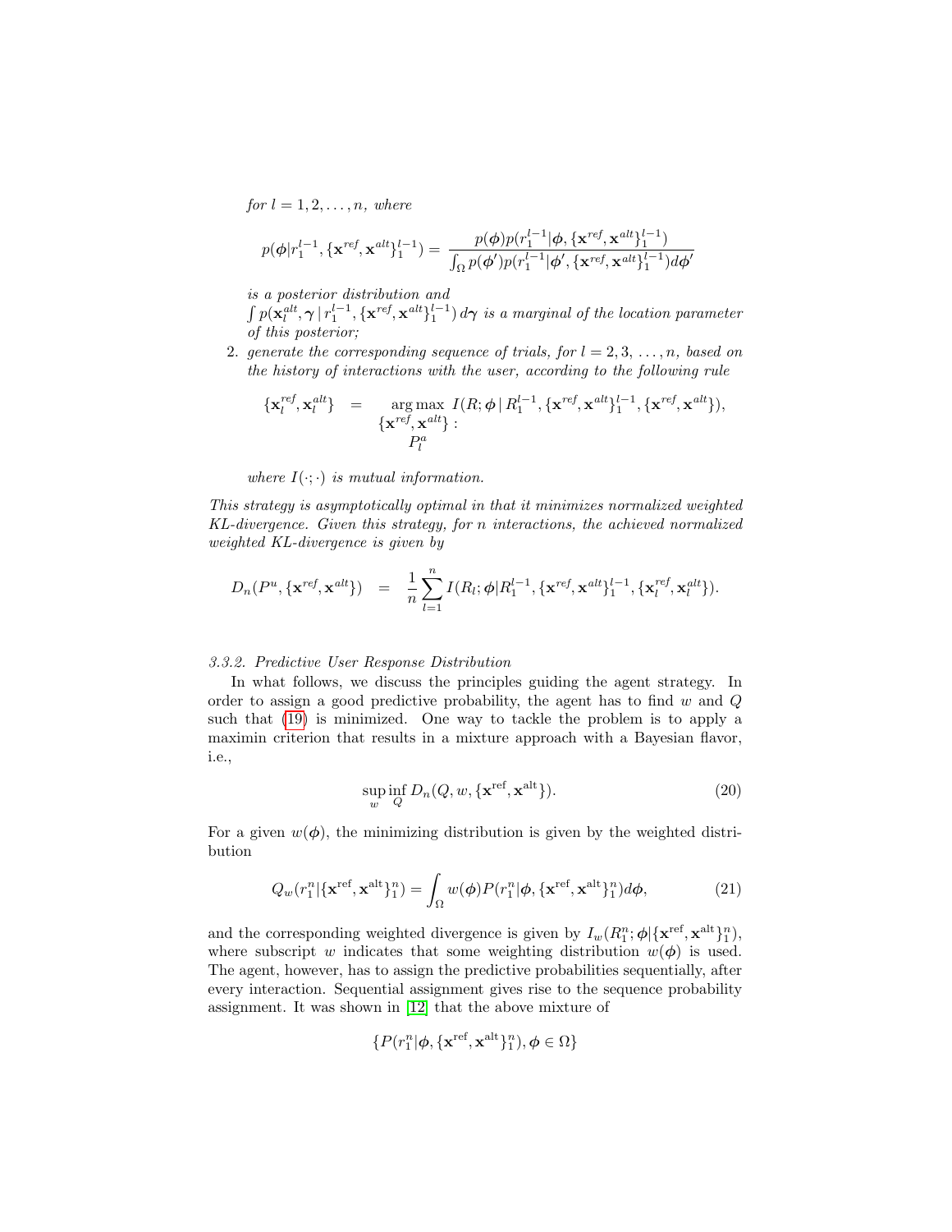*for* $l = 1, 2, \ldots, n$*, where*

$$p(\boldsymbol{\phi}|r_1^{l-1}, \{\mathbf{x}^{ref}, \mathbf{x}^{alt}\}_1^{l-1}) = \frac{p(\boldsymbol{\phi})p(r_1^{l-1}|\boldsymbol{\phi}, \{\mathbf{x}^{ref}, \mathbf{x}^{alt}\}_1^{l-1})}{\int_\Omega p(\boldsymbol{\phi}')p(r_1^{l-1}|\boldsymbol{\phi}', \{\mathbf{x}^{ref}, \mathbf{x}^{alt}\}_1^{l-1})d\boldsymbol{\phi}'}$$

*is a posterior distribution and*
$\int p(\mathbf{x}_l^{alt}, \boldsymbol{\gamma} \,|\, r_1^{l-1}, \{\mathbf{x}^{ref}, \mathbf{x}^{alt}\}_1^{l-1})\, d\boldsymbol{\gamma}$ *is a marginal of the location parameter of this posterior;*

2. *generate the corresponding sequence of trials, for* $l = 2, 3, \ldots, n$*, based on the history of interactions with the user, according to the following rule*

$$\{\mathbf{x}_l^{ref}, \mathbf{x}_l^{alt}\} \;\; = \underset{\substack{\{\mathbf{x}^{ref}, \mathbf{x}^{alt}\}\,: \\ P_l^a}}{\arg\max} \; I(R; \boldsymbol{\phi} \,|\, R_1^{l-1}, \{\mathbf{x}^{ref}, \mathbf{x}^{alt}\}_1^{l-1}, \{\mathbf{x}^{ref}, \mathbf{x}^{alt}\}),$$

*where* $I(\cdot;\cdot)$ *is mutual information.*

*This strategy is asymptotically optimal in that it minimizes normalized weighted KL-divergence. Given this strategy, for* $n$ *interactions, the achieved normalized weighted KL-divergence is given by*

$$D_n(P^u, \{\mathbf{x}^{ref}, \mathbf{x}^{alt}\}) \;\; = \;\; \frac{1}{n}\sum_{l=1}^{n} I(R_l; \boldsymbol{\phi}|R_1^{l-1}, \{\mathbf{x}^{ref}, \mathbf{x}^{alt}\}_1^{l-1}, \{\mathbf{x}_l^{ref}, \mathbf{x}_l^{alt}\}).$$

### 3.3.2. Predictive User Response Distribution

In what follows, we discuss the principles guiding the agent strategy. In order to assign a good predictive probability, the agent has to find $w$ and $Q$ such that (19) is minimized. One way to tackle the problem is to apply a maximin criterion that results in a mixture approach with a Bayesian flavor, i.e.,

$$\sup_w \inf_Q D_n(Q, w, \{\mathbf{x}^{\mathrm{ref}}, \mathbf{x}^{\mathrm{alt}}\}). \tag{20}$$

For a given $w(\boldsymbol{\phi})$, the minimizing distribution is given by the weighted distribution

$$Q_w(r_1^n|\{\mathbf{x}^{\mathrm{ref}}, \mathbf{x}^{\mathrm{alt}}\}_1^n) = \int_\Omega w(\boldsymbol{\phi})P(r_1^n|\boldsymbol{\phi}, \{\mathbf{x}^{\mathrm{ref}}, \mathbf{x}^{\mathrm{alt}}\}_1^n)d\boldsymbol{\phi}, \tag{21}$$

and the corresponding weighted divergence is given by $I_w(R_1^n; \boldsymbol{\phi}|\{\mathbf{x}^{\mathrm{ref}}, \mathbf{x}^{\mathrm{alt}}\}_1^n)$, where subscript $w$ indicates that some weighting distribution $w(\boldsymbol{\phi})$ is used. The agent, however, has to assign the predictive probabilities sequentially, after every interaction. Sequential assignment gives rise to the sequence probability assignment. It was shown in [12] that the above mixture of

$$\{P(r_1^n|\boldsymbol{\phi}, \{\mathbf{x}^{\mathrm{ref}}, \mathbf{x}^{\mathrm{alt}}\}_1^n), \boldsymbol{\phi} \in \Omega\}$$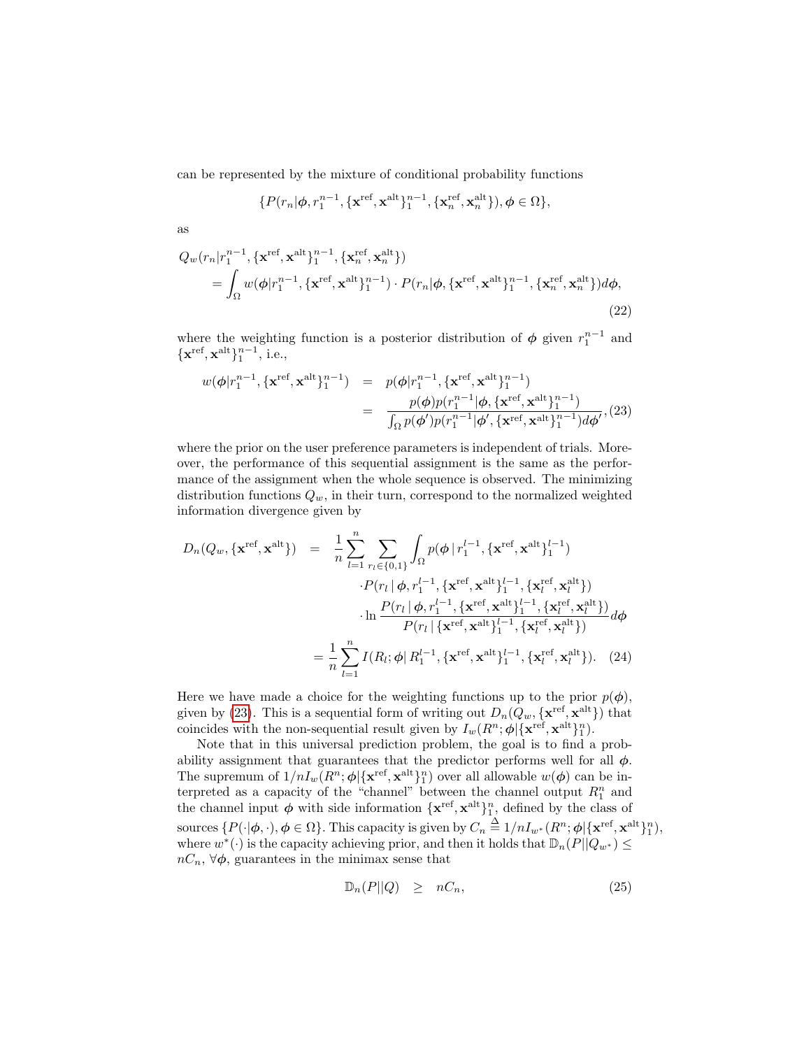can be represented by the mixture of conditional probability functions

$$\{P(r_n|\boldsymbol{\phi}, r_1^{n-1}, \{\mathbf{x}^{\text{ref}}, \mathbf{x}^{\text{alt}}\}_1^{n-1}, \{\mathbf{x}_n^{\text{ref}}, \mathbf{x}_n^{\text{alt}}\}), \boldsymbol{\phi} \in \Omega\},$$

as

$$\begin{aligned} Q_w(r_n|r_1^{n-1}, &\{\mathbf{x}^{\text{ref}}, \mathbf{x}^{\text{alt}}\}_1^{n-1}, \{\mathbf{x}_n^{\text{ref}}, \mathbf{x}_n^{\text{alt}}\}) \\ &= \int_\Omega w(\boldsymbol{\phi}|r_1^{n-1}, \{\mathbf{x}^{\text{ref}}, \mathbf{x}^{\text{alt}}\}_1^{n-1}) \cdot P(r_n|\boldsymbol{\phi}, \{\mathbf{x}^{\text{ref}}, \mathbf{x}^{\text{alt}}\}_1^{n-1}, \{\mathbf{x}_n^{\text{ref}}, \mathbf{x}_n^{\text{alt}}\}) d\boldsymbol{\phi}, \end{aligned} \tag{22}$$

where the weighting function is a posterior distribution of $\boldsymbol{\phi}$ given $r_1^{n-1}$ and $\{\mathbf{x}^{\text{ref}}, \mathbf{x}^{\text{alt}}\}_1^{n-1}$, i.e.,

$$\begin{aligned} w(\boldsymbol{\phi}|r_1^{n-1}, \{\mathbf{x}^{\text{ref}}, \mathbf{x}^{\text{alt}}\}_1^{n-1}) &= p(\boldsymbol{\phi}|r_1^{n-1}, \{\mathbf{x}^{\text{ref}}, \mathbf{x}^{\text{alt}}\}_1^{n-1}) \\ &= \frac{p(\boldsymbol{\phi}) p(r_1^{n-1}|\boldsymbol{\phi}, \{\mathbf{x}^{\text{ref}}, \mathbf{x}^{\text{alt}}\}_1^{n-1})}{\int_\Omega p(\boldsymbol{\phi}') p(r_1^{n-1}|\boldsymbol{\phi}', \{\mathbf{x}^{\text{ref}}, \mathbf{x}^{\text{alt}}\}_1^{n-1}) d\boldsymbol{\phi}'}, \end{aligned} \tag{23}$$

where the prior on the user preference parameters is independent of trials. Moreover, the performance of this sequential assignment is the same as the performance of the assignment when the whole sequence is observed. The minimizing distribution functions $Q_w$, in their turn, correspond to the normalized weighted information divergence given by

$$\begin{aligned} D_n(Q_w, \{\mathbf{x}^{\text{ref}}, \mathbf{x}^{\text{alt}}\}) &= \frac{1}{n} \sum_{l=1}^n \sum_{r_l \in \{0,1\}} \int_\Omega p(\boldsymbol{\phi} \,|\, r_1^{l-1}, \{\mathbf{x}^{\text{ref}}, \mathbf{x}^{\text{alt}}\}_1^{l-1}) \\ &\quad \cdot P(r_l \,|\, \boldsymbol{\phi}, r_1^{l-1}, \{\mathbf{x}^{\text{ref}}, \mathbf{x}^{\text{alt}}\}_1^{l-1}, \{\mathbf{x}_l^{\text{ref}}, \mathbf{x}_l^{\text{alt}}\}) \\ &\quad \cdot \ln \frac{P(r_l \,|\, \boldsymbol{\phi}, r_1^{l-1}, \{\mathbf{x}^{\text{ref}}, \mathbf{x}^{\text{alt}}\}_1^{l-1}, \{\mathbf{x}_l^{\text{ref}}, \mathbf{x}_l^{\text{alt}}\})}{P(r_l \,|\, \{\mathbf{x}^{\text{ref}}, \mathbf{x}^{\text{alt}}\}_1^{l-1}, \{\mathbf{x}_l^{\text{ref}}, \mathbf{x}_l^{\text{alt}}\})} d\boldsymbol{\phi} \\ &= \frac{1}{n} \sum_{l=1}^n I(R_l; \boldsymbol{\phi} |\, R_1^{l-1}, \{\mathbf{x}^{\text{ref}}, \mathbf{x}^{\text{alt}}\}_1^{l-1}, \{\mathbf{x}_l^{\text{ref}}, \mathbf{x}_l^{\text{alt}}\}). \end{aligned} \tag{24}$$

Here we have made a choice for the weighting functions up to the prior $p(\boldsymbol{\phi})$, given by (23). This is a sequential form of writing out $D_n(Q_w, \{\mathbf{x}^{\text{ref}}, \mathbf{x}^{\text{alt}}\})$ that coincides with the non-sequential result given by $I_w(R^n; \boldsymbol{\phi}|\{\mathbf{x}^{\text{ref}}, \mathbf{x}^{\text{alt}}\}_1^n)$.

Note that in this universal prediction problem, the goal is to find a probability assignment that guarantees that the predictor performs well for all $\boldsymbol{\phi}$. The supremum of $1/nI_w(R^n; \boldsymbol{\phi}|\{\mathbf{x}^{\text{ref}}, \mathbf{x}^{\text{alt}}\}_1^n)$ over all allowable $w(\boldsymbol{\phi})$ can be interpreted as a capacity of the "channel" between the channel output $R_1^n$ and the channel input $\boldsymbol{\phi}$ with side information $\{\mathbf{x}^{\text{ref}}, \mathbf{x}^{\text{alt}}\}_1^n$, defined by the class of sources $\{P(\cdot|\boldsymbol{\phi}, \cdot), \boldsymbol{\phi} \in \Omega\}$. This capacity is given by $C_n \overset{\Delta}{=} 1/nI_{w^*}(R^n; \boldsymbol{\phi}|\{\mathbf{x}^{\text{ref}}, \mathbf{x}^{\text{alt}}\}_1^n)$, where $w^*(\cdot)$ is the capacity achieving prior, and then it holds that $\mathbb{D}_n(P||Q_{w^*}) \leq nC_n$, $\forall \boldsymbol{\phi}$, guarantees in the minimax sense that

$$\mathbb{D}_n(P||Q) \quad \geq \quad nC_n, \tag{25}$$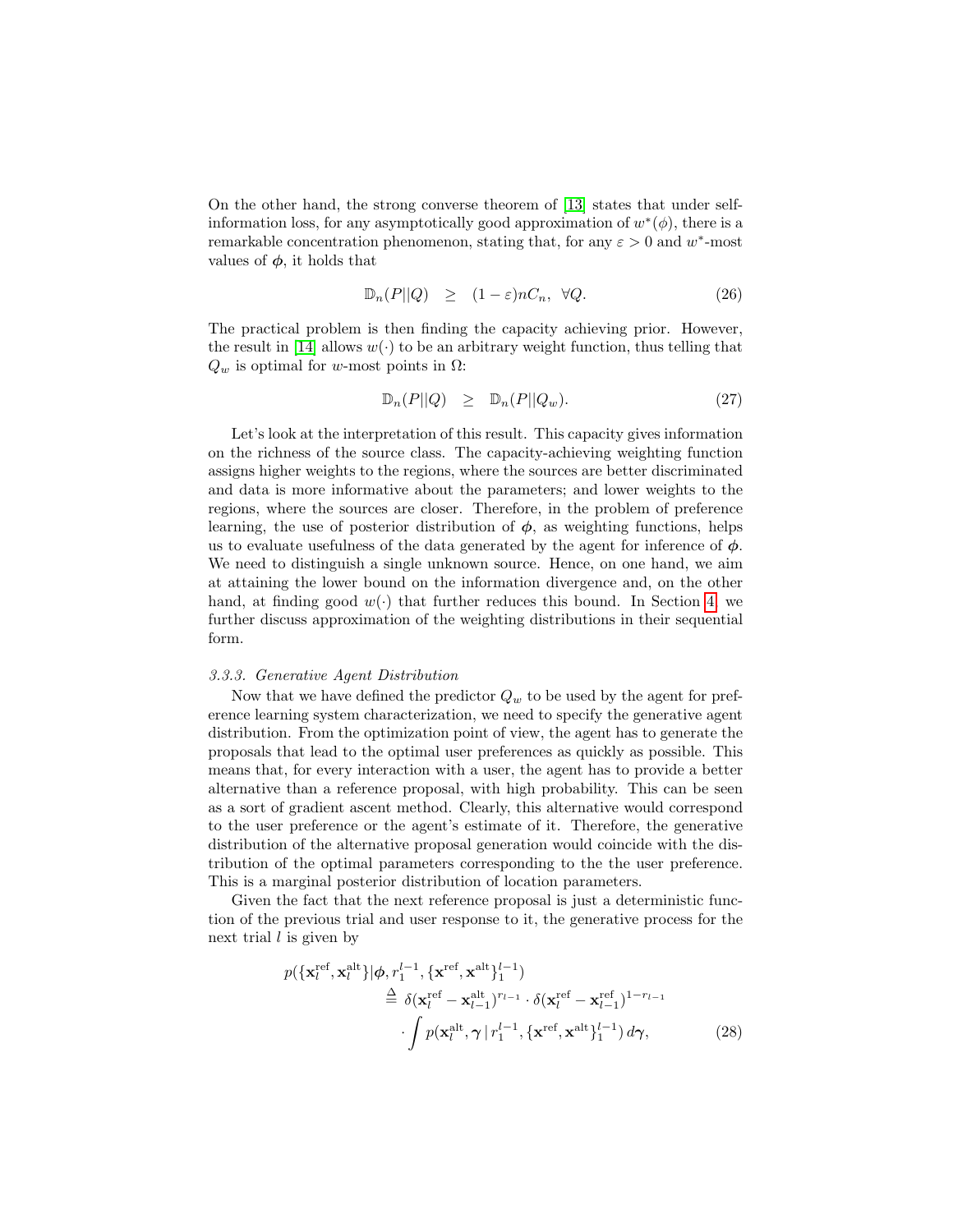On the other hand, the strong converse theorem of [13] states that under self-information loss, for any asymptotically good approximation of $w^*(\phi)$, there is a remarkable concentration phenomenon, stating that, for any $\varepsilon > 0$ and $w^*$-most values of $\boldsymbol{\phi}$, it holds that

$$\mathbb{D}_n(P||Q) \quad \geq \quad (1-\varepsilon)nC_n, \;\; \forall Q. \tag{26}$$

The practical problem is then finding the capacity achieving prior. However, the result in [14] allows $w(\cdot)$ to be an arbitrary weight function, thus telling that $Q_w$ is optimal for $w$-most points in $\Omega$:

$$\mathbb{D}_n(P||Q) \quad \geq \quad \mathbb{D}_n(P||Q_w). \tag{27}$$

Let's look at the interpretation of this result. This capacity gives information on the richness of the source class. The capacity-achieving weighting function assigns higher weights to the regions, where the sources are better discriminated and data is more informative about the parameters; and lower weights to the regions, where the sources are closer. Therefore, in the problem of preference learning, the use of posterior distribution of $\boldsymbol{\phi}$, as weighting functions, helps us to evaluate usefulness of the data generated by the agent for inference of $\boldsymbol{\phi}$. We need to distinguish a single unknown source. Hence, on one hand, we aim at attaining the lower bound on the information divergence and, on the other hand, at finding good $w(\cdot)$ that further reduces this bound. In Section 4, we further discuss approximation of the weighting distributions in their sequential form.

#### *3.3.3. Generative Agent Distribution*

Now that we have defined the predictor $Q_w$ to be used by the agent for preference learning system characterization, we need to specify the generative agent distribution. From the optimization point of view, the agent has to generate the proposals that lead to the optimal user preferences as quickly as possible. This means that, for every interaction with a user, the agent has to provide a better alternative than a reference proposal, with high probability. This can be seen as a sort of gradient ascent method. Clearly, this alternative would correspond to the user preference or the agent's estimate of it. Therefore, the generative distribution of the alternative proposal generation would coincide with the distribution of the optimal parameters corresponding to the the user preference. This is a marginal posterior distribution of location parameters.

Given the fact that the next reference proposal is just a deterministic function of the previous trial and user response to it, the generative process for the next trial $l$ is given by

$$\begin{aligned}
p(\{\mathbf{x}_l^{\text{ref}}, \mathbf{x}_l^{\text{alt}}\} | \boldsymbol{\phi}, r_1^{l-1}, \{\mathbf{x}^{\text{ref}}, \mathbf{x}^{\text{alt}}\}_1^{l-1}) \\
\triangleq \; \delta(\mathbf{x}_l^{\text{ref}} - \mathbf{x}_{l-1}^{\text{alt}})^{r_{l-1}} \cdot \delta(\mathbf{x}_l^{\text{ref}} - \mathbf{x}_{l-1}^{\text{ref}})^{1-r_{l-1}} \\
\cdot \int p(\mathbf{x}_l^{\text{alt}}, \boldsymbol{\gamma} \,|\, r_1^{l-1}, \{\mathbf{x}^{\text{ref}}, \mathbf{x}^{\text{alt}}\}_1^{l-1}) \, d\boldsymbol{\gamma},
\end{aligned} \tag{28}$$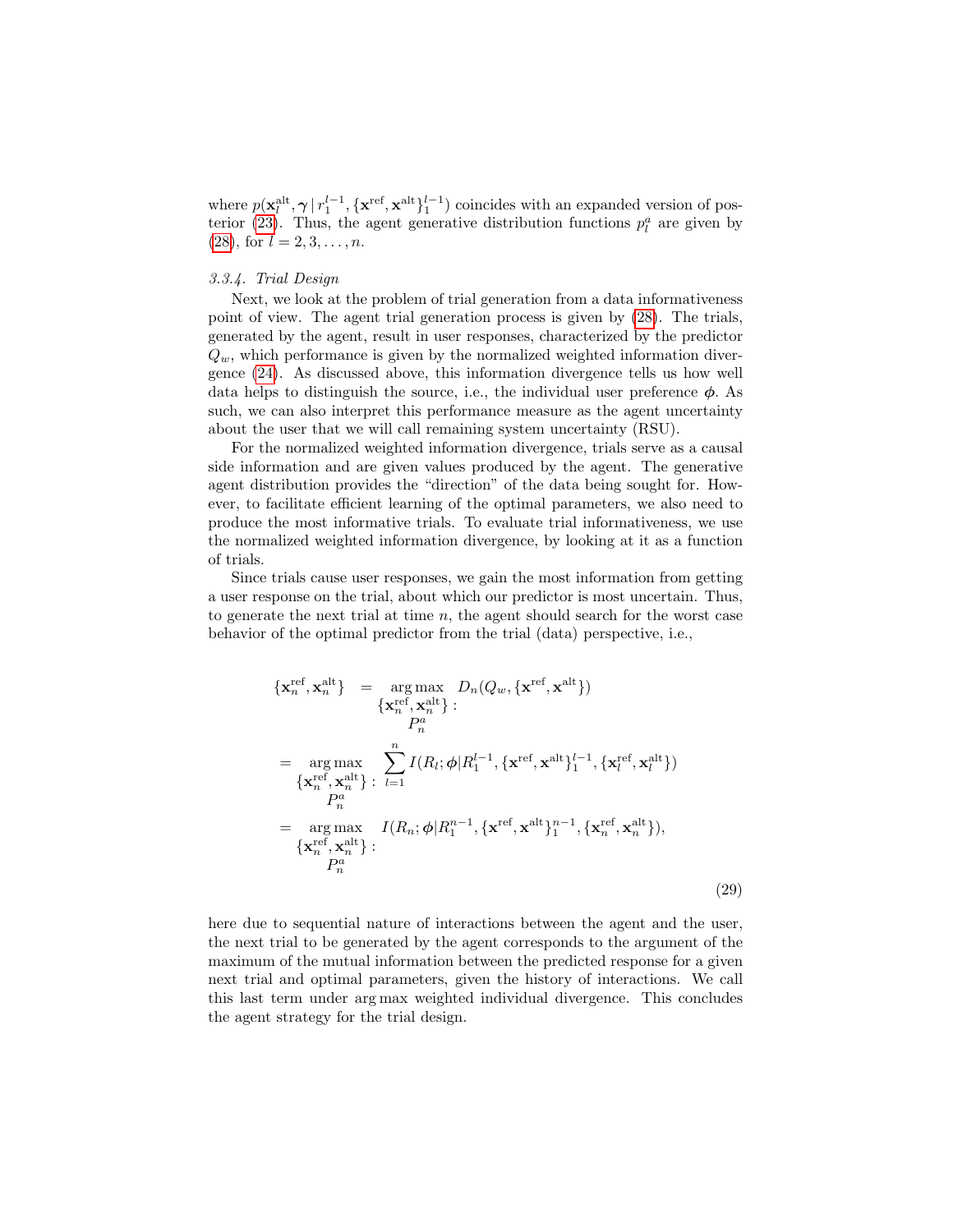where $p(\mathbf{x}_l^{\text{alt}}, \boldsymbol{\gamma} \,|\, r_1^{l-1}, \{\mathbf{x}^{\text{ref}}, \mathbf{x}^{\text{alt}}\}_1^{l-1})$ coincides with an expanded version of posterior (23). Thus, the agent generative distribution functions $p_l^a$ are given by (28), for $l = 2, 3, \ldots, n$.

*3.3.4. Trial Design*

Next, we look at the problem of trial generation from a data informativeness point of view. The agent trial generation process is given by (28). The trials, generated by the agent, result in user responses, characterized by the predictor $Q_w$, which performance is given by the normalized weighted information divergence (24). As discussed above, this information divergence tells us how well data helps to distinguish the source, i.e., the individual user preference $\boldsymbol{\phi}$. As such, we can also interpret this performance measure as the agent uncertainty about the user that we will call remaining system uncertainty (RSU).

For the normalized weighted information divergence, trials serve as a causal side information and are given values produced by the agent. The generative agent distribution provides the "direction" of the data being sought for. However, to facilitate efficient learning of the optimal parameters, we also need to produce the most informative trials. To evaluate trial informativeness, we use the normalized weighted information divergence, by looking at it as a function of trials.

Since trials cause user responses, we gain the most information from getting a user response on the trial, about which our predictor is most uncertain. Thus, to generate the next trial at time $n$, the agent should search for the worst case behavior of the optimal predictor from the trial (data) perspective, i.e.,

$$
\begin{aligned}
\{\mathbf{x}_n^{\text{ref}}, \mathbf{x}_n^{\text{alt}}\} &= \underset{\substack{\{\mathbf{x}_n^{\text{ref}}, \mathbf{x}_n^{\text{alt}}\}:\\ P_n^a}}{\arg\max} \; D_n(Q_w, \{\mathbf{x}^{\text{ref}}, \mathbf{x}^{\text{alt}}\}) \\
&= \underset{\substack{\{\mathbf{x}_n^{\text{ref}}, \mathbf{x}_n^{\text{alt}}\}:\\ P_n^a}}{\arg\max} \; \sum_{l=1}^{n} I(R_l; \boldsymbol{\phi} | R_1^{l-1}, \{\mathbf{x}^{\text{ref}}, \mathbf{x}^{\text{alt}}\}_1^{l-1}, \{\mathbf{x}_l^{\text{ref}}, \mathbf{x}_l^{\text{alt}}\}) \\
&= \underset{\substack{\{\mathbf{x}_n^{\text{ref}}, \mathbf{x}_n^{\text{alt}}\}:\\ P_n^a}}{\arg\max} \; I(R_n; \boldsymbol{\phi} | R_1^{n-1}, \{\mathbf{x}^{\text{ref}}, \mathbf{x}^{\text{alt}}\}_1^{n-1}, \{\mathbf{x}_n^{\text{ref}}, \mathbf{x}_n^{\text{alt}}\}),
\end{aligned}
\tag{29}
$$

here due to sequential nature of interactions between the agent and the user, the next trial to be generated by the agent corresponds to the argument of the maximum of the mutual information between the predicted response for a given next trial and optimal parameters, given the history of interactions. We call this last term under $\arg\max$ weighted individual divergence. This concludes the agent strategy for the trial design.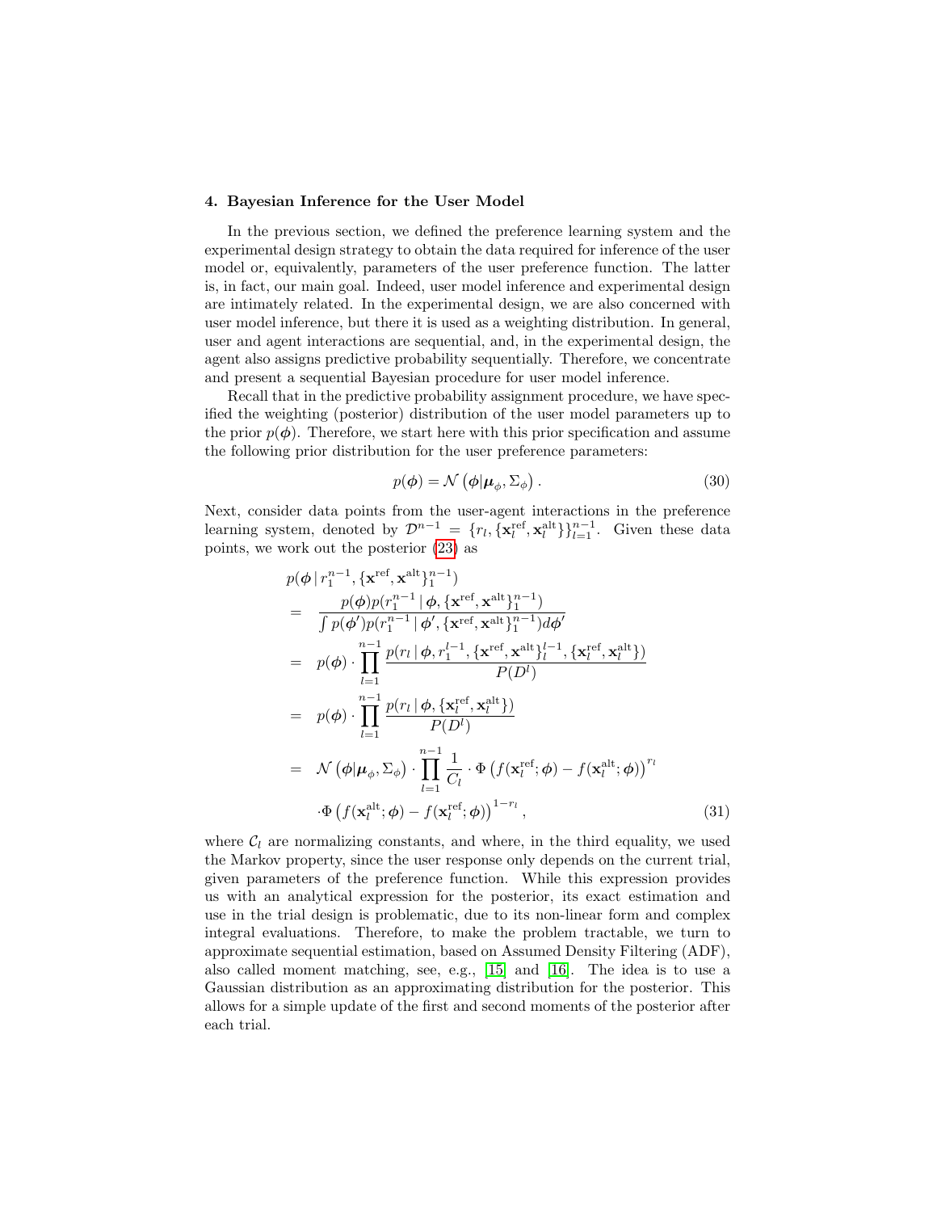### 4. Bayesian Inference for the User Model

In the previous section, we defined the preference learning system and the experimental design strategy to obtain the data required for inference of the user model or, equivalently, parameters of the user preference function. The latter is, in fact, our main goal. Indeed, user model inference and experimental design are intimately related. In the experimental design, we are also concerned with user model inference, but there it is used as a weighting distribution. In general, user and agent interactions are sequential, and, in the experimental design, the agent also assigns predictive probability sequentially. Therefore, we concentrate and present a sequential Bayesian procedure for user model inference.

Recall that in the predictive probability assignment procedure, we have specified the weighting (posterior) distribution of the user model parameters up to the prior $p(\boldsymbol{\phi})$. Therefore, we start here with this prior specification and assume the following prior distribution for the user preference parameters:

$$p(\boldsymbol{\phi}) = \mathcal{N}\left(\boldsymbol{\phi}|\boldsymbol{\mu}_{\phi}, \Sigma_{\phi}\right). \tag{30}$$

Next, consider data points from the user-agent interactions in the preference learning system, denoted by $\mathcal{D}^{n-1} = \{r_l, \{\mathbf{x}_l^{\text{ref}}, \mathbf{x}_l^{\text{alt}}\}\}_{l=1}^{n-1}$. Given these data points, we work out the posterior (23) as

$$\begin{aligned}
&p(\boldsymbol{\phi} \,|\, r_1^{n-1}, \{\mathbf{x}^{\text{ref}}, \mathbf{x}^{\text{alt}}\}_1^{n-1}) \\
&= \frac{p(\boldsymbol{\phi}) p(r_1^{n-1} \,|\, \boldsymbol{\phi}, \{\mathbf{x}^{\text{ref}}, \mathbf{x}^{\text{alt}}\}_1^{n-1})}{\int p(\boldsymbol{\phi}') p(r_1^{n-1} \,|\, \boldsymbol{\phi}', \{\mathbf{x}^{\text{ref}}, \mathbf{x}^{\text{alt}}\}_1^{n-1}) d\boldsymbol{\phi}'} \\
&= p(\boldsymbol{\phi}) \cdot \prod_{l=1}^{n-1} \frac{p(r_l \,|\, \boldsymbol{\phi}, r_1^{l-1}, \{\mathbf{x}^{\text{ref}}, \mathbf{x}^{\text{alt}}\}_l^{l-1}, \{\mathbf{x}_l^{\text{ref}}, \mathbf{x}_l^{\text{alt}}\})}{P(D^l)} \\
&= p(\boldsymbol{\phi}) \cdot \prod_{l=1}^{n-1} \frac{p(r_l \,|\, \boldsymbol{\phi}, \{\mathbf{x}_l^{\text{ref}}, \mathbf{x}_l^{\text{alt}}\})}{P(D^l)} \\
&= \mathcal{N}\left(\boldsymbol{\phi}|\boldsymbol{\mu}_{\phi}, \Sigma_{\phi}\right) \cdot \prod_{l=1}^{n-1} \frac{1}{C_l} \cdot \Phi\left(f(\mathbf{x}_l^{\text{ref}}; \boldsymbol{\phi}) - f(\mathbf{x}_l^{\text{alt}}; \boldsymbol{\phi})\right)^{r_l} \\
&\quad \cdot \Phi\left(f(\mathbf{x}_l^{\text{alt}}; \boldsymbol{\phi}) - f(\mathbf{x}_l^{\text{ref}}; \boldsymbol{\phi})\right)^{1-r_l},
\end{aligned} \tag{31}$$

where $\mathcal{C}_l$ are normalizing constants, and where, in the third equality, we used the Markov property, since the user response only depends on the current trial, given parameters of the preference function. While this expression provides us with an analytical expression for the posterior, its exact estimation and use in the trial design is problematic, due to its non-linear form and complex integral evaluations. Therefore, to make the problem tractable, we turn to approximate sequential estimation, based on Assumed Density Filtering (ADF), also called moment matching, see, e.g., [15] and [16]. The idea is to use a Gaussian distribution as an approximating distribution for the posterior. This allows for a simple update of the first and second moments of the posterior after each trial.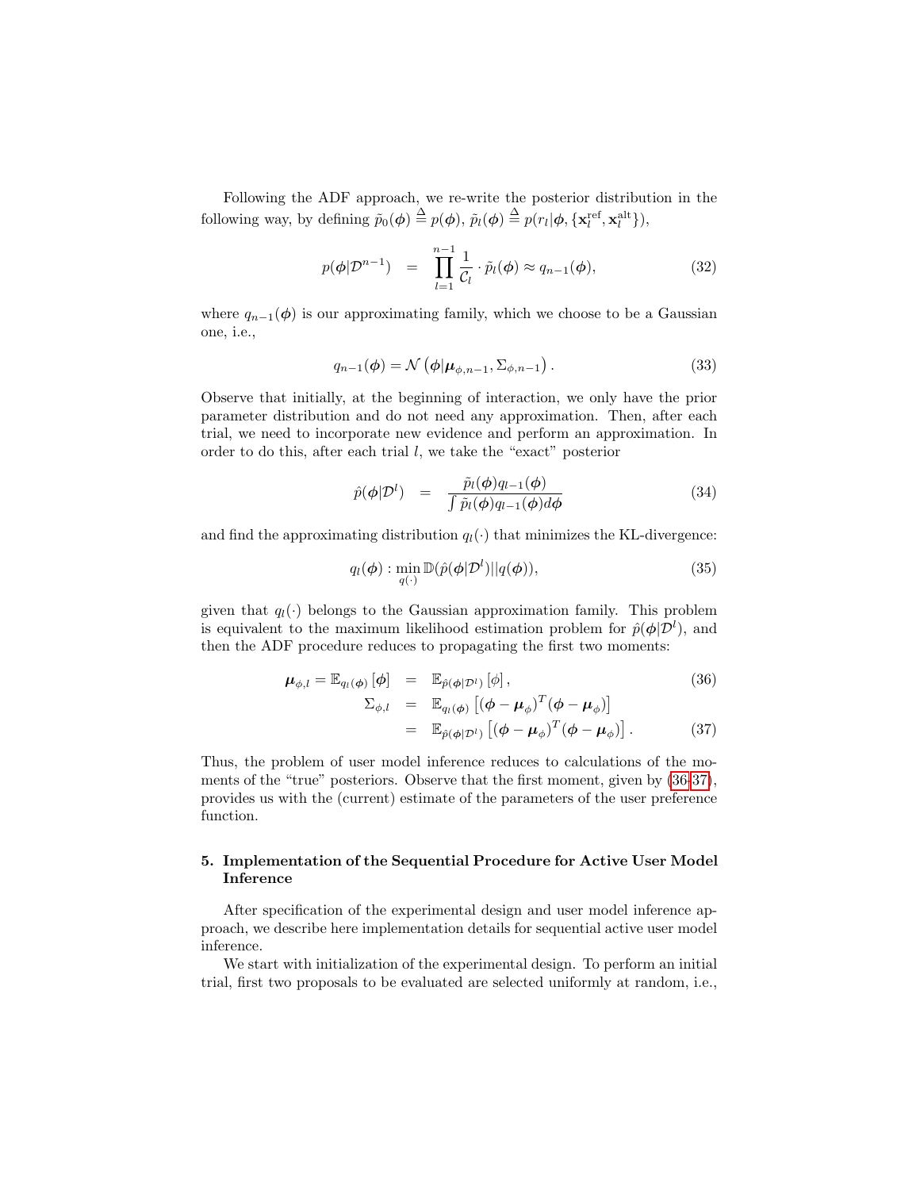Following the ADF approach, we re-write the posterior distribution in the following way, by defining $\tilde{p}_0(\boldsymbol{\phi}) \triangleq p(\boldsymbol{\phi})$, $\tilde{p}_l(\boldsymbol{\phi}) \triangleq p(r_l|\boldsymbol{\phi}, \{\mathbf{x}_l^{\text{ref}}, \mathbf{x}_l^{\text{alt}}\})$,

$$p(\boldsymbol{\phi}|\mathcal{D}^{n-1}) = \prod_{l=1}^{n-1} \frac{1}{\mathcal{C}_l} \cdot \tilde{p}_l(\boldsymbol{\phi}) \approx q_{n-1}(\boldsymbol{\phi}), \tag{32}$$

where $q_{n-1}(\boldsymbol{\phi})$ is our approximating family, which we choose to be a Gaussian one, i.e.,

$$q_{n-1}(\boldsymbol{\phi}) = \mathcal{N}\left(\boldsymbol{\phi}|\boldsymbol{\mu}_{\phi,n-1}, \Sigma_{\phi,n-1}\right). \tag{33}$$

Observe that initially, at the beginning of interaction, we only have the prior parameter distribution and do not need any approximation. Then, after each trial, we need to incorporate new evidence and perform an approximation. In order to do this, after each trial $l$, we take the "exact" posterior

$$\hat{p}(\boldsymbol{\phi}|\mathcal{D}^l) = \frac{\tilde{p}_l(\boldsymbol{\phi}) q_{l-1}(\boldsymbol{\phi})}{\int \tilde{p}_l(\boldsymbol{\phi}) q_{l-1}(\boldsymbol{\phi}) d\boldsymbol{\phi}} \tag{34}$$

and find the approximating distribution $q_l(\cdot)$ that minimizes the KL-divergence:

$$q_l(\boldsymbol{\phi}) : \min_{q(\cdot)} \mathbb{D}(\hat{p}(\boldsymbol{\phi}|\mathcal{D}^l)||q(\boldsymbol{\phi})), \tag{35}$$

given that $q_l(\cdot)$ belongs to the Gaussian approximation family. This problem is equivalent to the maximum likelihood estimation problem for $\hat{p}(\boldsymbol{\phi}|\mathcal{D}^l)$, and then the ADF procedure reduces to propagating the first two moments:

$$\boldsymbol{\mu}_{\phi,l} = \mathbb{E}_{q_l(\boldsymbol{\phi})}[\boldsymbol{\phi}] = \mathbb{E}_{\hat{p}(\boldsymbol{\phi}|\mathcal{D}^l)}[\phi], \tag{36}$$

$$\begin{aligned} \Sigma_{\phi,l} &= \mathbb{E}_{q_l(\boldsymbol{\phi})}\left[(\boldsymbol{\phi} - \boldsymbol{\mu}_\phi)^T(\boldsymbol{\phi} - \boldsymbol{\mu}_\phi)\right] \\ &= \mathbb{E}_{\hat{p}(\boldsymbol{\phi}|\mathcal{D}^l)}\left[(\boldsymbol{\phi} - \boldsymbol{\mu}_\phi)^T(\boldsymbol{\phi} - \boldsymbol{\mu}_\phi)\right]. \end{aligned} \tag{37}$$

Thus, the problem of user model inference reduces to calculations of the moments of the "true" posteriors. Observe that the first moment, given by (36-37), provides us with the (current) estimate of the parameters of the user preference function.

## 5. Implementation of the Sequential Procedure for Active User Model Inference

After specification of the experimental design and user model inference approach, we describe here implementation details for sequential active user model inference.

We start with initialization of the experimental design. To perform an initial trial, first two proposals to be evaluated are selected uniformly at random, i.e.,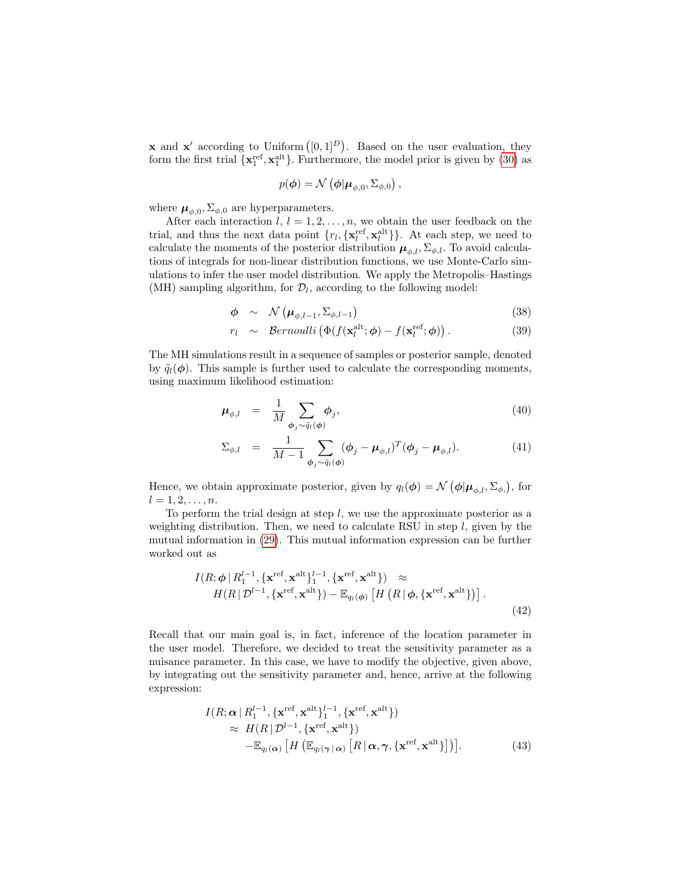$\mathbf{x}$ and $\mathbf{x}'$ according to Uniform$\left([0,1]^D\right)$. Based on the user evaluation, they form the first trial $\{\mathbf{x}_1^{\text{ref}}, \mathbf{x}_1^{\text{alt}}\}$. Furthermore, the model prior is given by (30) as

$$p(\boldsymbol{\phi}) = \mathcal{N}\left(\boldsymbol{\phi}|\boldsymbol{\mu}_{\phi,0}, \Sigma_{\phi,0}\right),$$

where $\boldsymbol{\mu}_{\phi,0}, \Sigma_{\phi,0}$ are hyperparameters.

After each interaction $l$, $l = 1, 2, \ldots, n$, we obtain the user feedback on the trial, and thus the next data point $\{r_l, \{\mathbf{x}_l^{\text{ref}}, \mathbf{x}_l^{\text{alt}}\}\}$. At each step, we need to calculate the moments of the posterior distribution $\boldsymbol{\mu}_{\phi,l}, \Sigma_{\phi,l}$. To avoid calculations of integrals for non-linear distribution functions, we use Monte-Carlo simulations to infer the user model distribution. We apply the Metropolis–Hastings (MH) sampling algorithm, for $\mathcal{D}_l$, according to the following model:

$$\boldsymbol{\phi} \sim \mathcal{N}\left(\boldsymbol{\mu}_{\phi,l-1}, \Sigma_{\phi,l-1}\right) \tag{38}$$

$$r_l \sim \mathcal{B}ernoulli\left(\Phi(f(\mathbf{x}_l^{\text{alt}}; \boldsymbol{\phi}) - f(\mathbf{x}_l^{\text{ref}}; \boldsymbol{\phi})\right). \tag{39}$$

The MH simulations result in a sequence of samples or posterior sample, denoted by $\tilde{q}_l(\boldsymbol{\phi})$. This sample is further used to calculate the corresponding moments, using maximum likelihood estimation:

$$\boldsymbol{\mu}_{\phi,l} = \frac{1}{M} \sum_{\boldsymbol{\phi}_j \sim \tilde{q}_l(\boldsymbol{\phi})} \boldsymbol{\phi}_j, \tag{40}$$

$$\Sigma_{\phi,l} = \frac{1}{M-1} \sum_{\boldsymbol{\phi}_j \sim \tilde{q}_l(\boldsymbol{\phi})} (\boldsymbol{\phi}_j - \boldsymbol{\mu}_{\phi,l})^T (\boldsymbol{\phi}_j - \boldsymbol{\mu}_{\phi,l}). \tag{41}$$

Hence, we obtain approximate posterior, given by $q_l(\boldsymbol{\phi}) = \mathcal{N}\left(\boldsymbol{\phi}|\boldsymbol{\mu}_{\phi,l}, \Sigma_{\phi,}\right)$, for $l = 1, 2, \ldots, n$.

To perform the trial design at step $l$, we use the approximate posterior as a weighting distribution. Then, we need to calculate RSU in step $l$, given by the mutual information in (29). This mutual information expression can be further worked out as

$$\begin{aligned} I(R; \boldsymbol{\phi} \,|\, R_1^{l-1}, \{\mathbf{x}^{\text{ref}}, \mathbf{x}^{\text{alt}}\}_1^{l-1}, \{\mathbf{x}^{\text{ref}}, \mathbf{x}^{\text{alt}}\}) &\approx \\ H(R \,|\, \mathcal{D}^{l-1}, \{\mathbf{x}^{\text{ref}}, \mathbf{x}^{\text{alt}}\}) - \mathbb{E}_{q_l(\boldsymbol{\phi})}\left[H\left(R \,|\, \boldsymbol{\phi}, \{\mathbf{x}^{\text{ref}}, \mathbf{x}^{\text{alt}}\}\right)\right]. \end{aligned} \tag{42}$$

Recall that our main goal is, in fact, inference of the location parameter in the user model. Therefore, we decided to treat the sensitivity parameter as a nuisance parameter. In this case, we have to modify the objective, given above, by integrating out the sensitivity parameter and, hence, arrive at the following expression:

$$\begin{aligned} I(R; \boldsymbol{\alpha} \,|\, R_1^{l-1}, \{\mathbf{x}^{\text{ref}}, \mathbf{x}^{\text{alt}}\}_1^{l-1}, \{\mathbf{x}^{\text{ref}}, \mathbf{x}^{\text{alt}}\}) \\ \approx H(R \,|\, \mathcal{D}^{l-1}, \{\mathbf{x}^{\text{ref}}, \mathbf{x}^{\text{alt}}\}) \\ -\mathbb{E}_{q_l(\boldsymbol{\alpha})}\left[H\left(\mathbb{E}_{q_l(\boldsymbol{\gamma} \,|\, \boldsymbol{\alpha})}\left[R \,|\, \boldsymbol{\alpha}, \boldsymbol{\gamma}, \{\mathbf{x}^{\text{ref}}, \mathbf{x}^{\text{alt}}\}\right]\right)\right]. \end{aligned} \tag{43}$$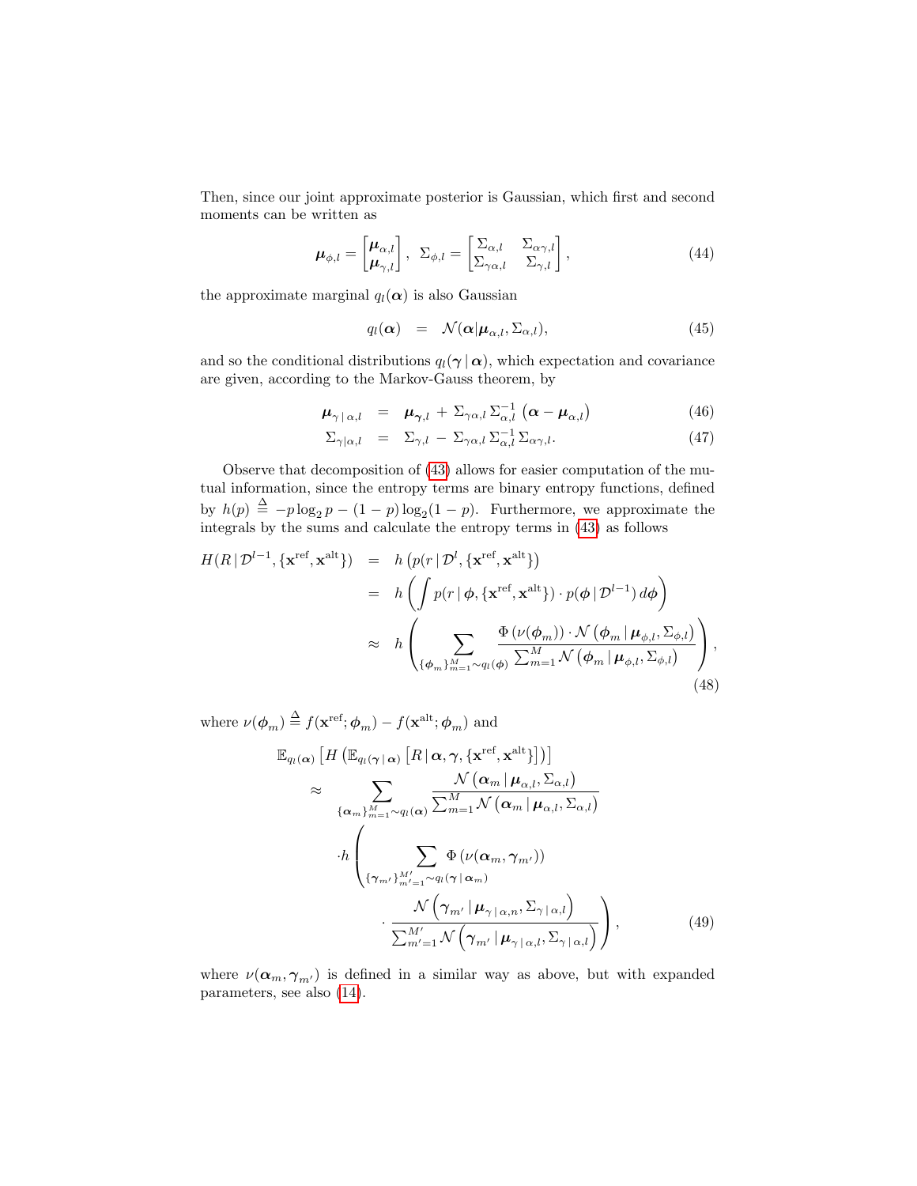Then, since our joint approximate posterior is Gaussian, which first and second moments can be written as

$$
\boldsymbol{\mu}_{\phi,l} = \begin{bmatrix} \boldsymbol{\mu}_{\alpha,l} \\ \boldsymbol{\mu}_{\gamma,l} \end{bmatrix}, \;\; \Sigma_{\phi,l} = \begin{bmatrix} \Sigma_{\alpha,l} & \Sigma_{\alpha\gamma,l} \\ \Sigma_{\gamma\alpha,l} & \Sigma_{\gamma,l} \end{bmatrix}, \tag{44}
$$

the approximate marginal $q_l(\boldsymbol{\alpha})$ is also Gaussian

$$
q_l(\boldsymbol{\alpha}) \;\; = \;\; \mathcal{N}(\boldsymbol{\alpha}|\boldsymbol{\mu}_{\alpha,l}, \Sigma_{\alpha,l}), \tag{45}
$$

and so the conditional distributions $q_l(\boldsymbol{\gamma}\,|\,\boldsymbol{\alpha})$, which expectation and covariance are given, according to the Markov-Gauss theorem, by

$$
\boldsymbol{\mu}_{\gamma\,|\,\alpha,l} \;\; = \;\; \boldsymbol{\mu}_{\boldsymbol{\gamma},l} \, + \, \Sigma_{\gamma\alpha,l} \, \Sigma_{\alpha,l}^{-1} \left( \boldsymbol{\alpha} - \boldsymbol{\mu}_{\alpha,l} \right) \tag{46}
$$

$$
\Sigma_{\gamma|\alpha,l} \;\; = \;\; \Sigma_{\gamma,l} \, - \, \Sigma_{\gamma\alpha,l} \, \Sigma_{\alpha,l}^{-1} \, \Sigma_{\alpha\gamma,l}. \tag{47}
$$

Observe that decomposition of (43) allows for easier computation of the mutual information, since the entropy terms are binary entropy functions, defined by $h(p) \overset{\Delta}{=} -p\log_2 p - (1-p)\log_2(1-p)$. Furthermore, we approximate the integrals by the sums and calculate the entropy terms in (43) as follows

$$
\begin{aligned}
H(R\,|\,\mathcal{D}^{l-1}, \{\mathbf{x}^{\text{ref}}, \mathbf{x}^{\text{alt}}\}) \;\; &= \;\; h\left( p(r\,|\,\mathcal{D}^{l}, \{\mathbf{x}^{\text{ref}}, \mathbf{x}^{\text{alt}}\} \right) \\
&= \;\; h\left( \int p(r\,|\,\boldsymbol{\phi}, \{\mathbf{x}^{\text{ref}}, \mathbf{x}^{\text{alt}}\}) \cdot p(\boldsymbol{\phi}\,|\,\mathcal{D}^{l-1})\, d\boldsymbol{\phi} \right) \\
&\approx \;\; h\left( \sum_{\{\boldsymbol{\phi}_m\}_{m=1}^{M} \sim q_l(\boldsymbol{\phi})} \frac{\Phi\left(\nu(\boldsymbol{\phi}_m)\right) \cdot \mathcal{N}\left(\boldsymbol{\phi}_m\,|\,\boldsymbol{\mu}_{\phi,l}, \Sigma_{\phi,l}\right)}{\sum_{m=1}^{M} \mathcal{N}\left(\boldsymbol{\phi}_m\,|\,\boldsymbol{\mu}_{\phi,l}, \Sigma_{\phi,l}\right)} \right),
\end{aligned} \tag{48}
$$

where $\nu(\boldsymbol{\phi}_m) \overset{\Delta}{=} f(\mathbf{x}^{\text{ref}}; \boldsymbol{\phi}_m) - f(\mathbf{x}^{\text{alt}}; \boldsymbol{\phi}_m)$ and

$$
\begin{aligned}
&\mathbb{E}_{q_l(\boldsymbol{\alpha})}\left[ H\left( \mathbb{E}_{q_l(\boldsymbol{\gamma}\,|\,\boldsymbol{\alpha})}\left[ R\,|\,\boldsymbol{\alpha}, \boldsymbol{\gamma}, \{\mathbf{x}^{\text{ref}}, \mathbf{x}^{\text{alt}}\} \right] \right) \right] \\
&\approx \;\; \sum_{\{\boldsymbol{\alpha}_m\}_{m=1}^{M} \sim q_l(\boldsymbol{\alpha})} \frac{\mathcal{N}\left(\boldsymbol{\alpha}_m\,|\,\boldsymbol{\mu}_{\alpha,l}, \Sigma_{\alpha,l}\right)}{\sum_{m=1}^{M} \mathcal{N}\left(\boldsymbol{\alpha}_m\,|\,\boldsymbol{\mu}_{\alpha,l}, \Sigma_{\alpha,l}\right)} \\
&\quad \cdot h\left( \sum_{\{\boldsymbol{\gamma}_{m'}\}_{m'=1}^{M'} \sim q_l(\boldsymbol{\gamma}\,|\,\boldsymbol{\alpha}_m)} \Phi\left(\nu(\boldsymbol{\alpha}_m, \boldsymbol{\gamma}_{m'})\right) \right. \\
&\qquad\qquad \left. \cdot \frac{\mathcal{N}\left(\boldsymbol{\gamma}_{m'}\,|\,\boldsymbol{\mu}_{\gamma\,|\,\alpha,n}, \Sigma_{\gamma\,|\,\alpha,l}\right)}{\sum_{m'=1}^{M'} \mathcal{N}\left(\boldsymbol{\gamma}_{m'}\,|\,\boldsymbol{\mu}_{\gamma\,|\,\alpha,l}, \Sigma_{\gamma\,|\,\alpha,l}\right)} \right),
\end{aligned} \tag{49}
$$

where $\nu(\boldsymbol{\alpha}_m, \boldsymbol{\gamma}_{m'})$ is defined in a similar way as above, but with expanded parameters, see also (14).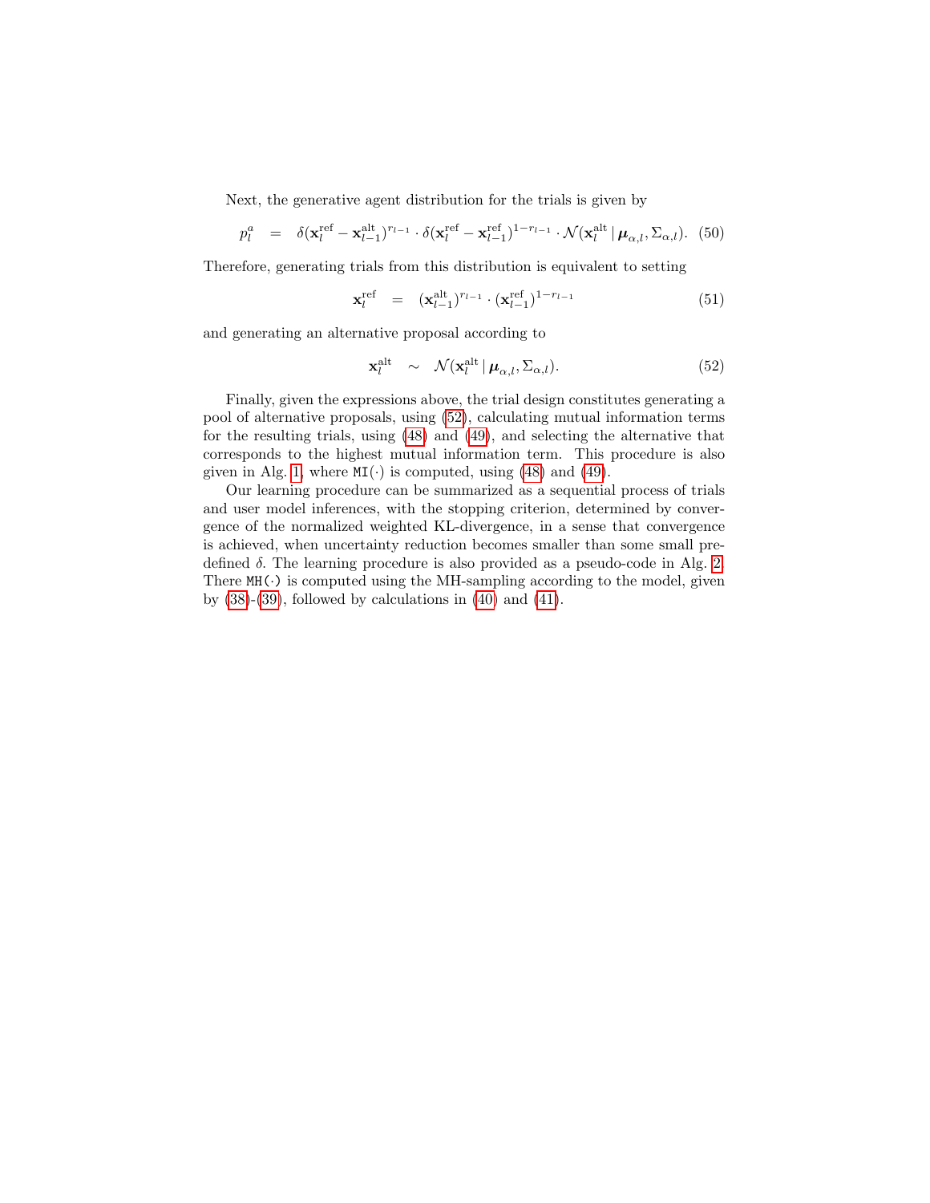Next, the generative agent distribution for the trials is given by

$$p_l^a = \delta(\mathbf{x}_l^{\text{ref}} - \mathbf{x}_{l-1}^{\text{alt}})^{r_{l-1}} \cdot \delta(\mathbf{x}_l^{\text{ref}} - \mathbf{x}_{l-1}^{\text{ref}})^{1-r_{l-1}} \cdot \mathcal{N}(\mathbf{x}_l^{\text{alt}} \,|\, \boldsymbol{\mu}_{\alpha,l}, \Sigma_{\alpha,l}). \quad (50)$$

Therefore, generating trials from this distribution is equivalent to setting

$$\mathbf{x}_l^{\text{ref}} = (\mathbf{x}_{l-1}^{\text{alt}})^{r_{l-1}} \cdot (\mathbf{x}_{l-1}^{\text{ref}})^{1-r_{l-1}} \quad (51)$$

and generating an alternative proposal according to

$$\mathbf{x}_l^{\text{alt}} \sim \mathcal{N}(\mathbf{x}_l^{\text{alt}} \,|\, \boldsymbol{\mu}_{\alpha,l}, \Sigma_{\alpha,l}). \quad (52)$$

Finally, given the expressions above, the trial design constitutes generating a pool of alternative proposals, using (52), calculating mutual information terms for the resulting trials, using (48) and (49), and selecting the alternative that corresponds to the highest mutual information term. This procedure is also given in Alg. 1, where $\texttt{MI}(\cdot)$ is computed, using (48) and (49).

Our learning procedure can be summarized as a sequential process of trials and user model inferences, with the stopping criterion, determined by convergence of the normalized weighted KL-divergence, in a sense that convergence is achieved, when uncertainty reduction becomes smaller than some small predefined $\delta$. The learning procedure is also provided as a pseudo-code in Alg. 2. There `MH(·)` is computed using the MH-sampling according to the model, given by (38)-(39), followed by calculations in (40) and (41).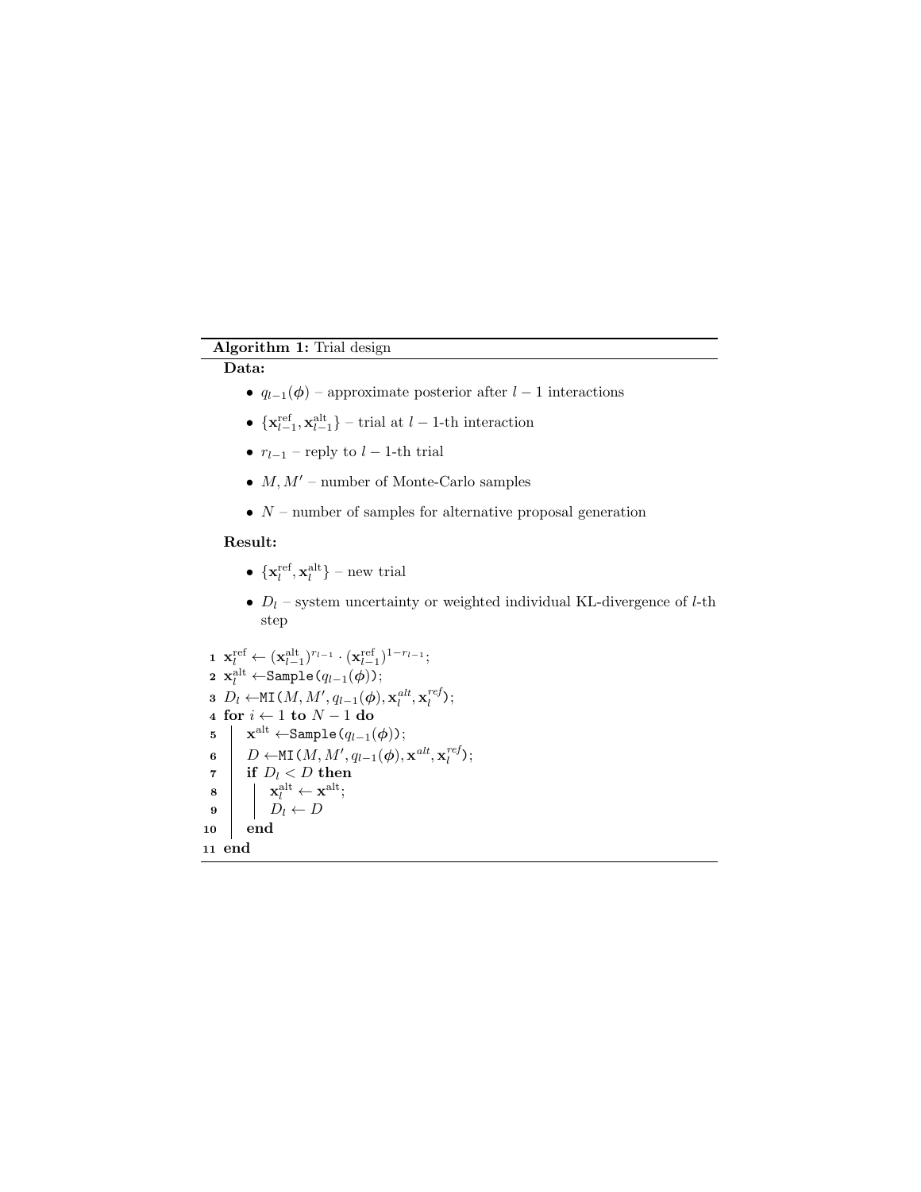**Algorithm 1:** Trial design

**Data:**

- $q_{l-1}(\boldsymbol{\phi})$ – approximate posterior after $l-1$ interactions
- $\{\mathbf{x}^{\text{ref}}_{l-1}, \mathbf{x}^{\text{alt}}_{l-1}\}$ – trial at $l-1$-th interaction
- $r_{l-1}$ – reply to $l-1$-th trial
- $M, M'$ – number of Monte-Carlo samples
- $N$ – number of samples for alternative proposal generation

**Result:**

- $\{\mathbf{x}^{\text{ref}}_{l}, \mathbf{x}^{\text{alt}}_{l}\}$ – new trial
- $D_l$ – system uncertainty or weighted individual KL-divergence of $l$-th step

```
1  x_l^ref ← (x_{l-1}^alt)^{r_{l-1}} · (x_{l-1}^ref)^{1-r_{l-1}};
2  x_l^alt ← Sample(q_{l-1}(φ));
3  D_l ← MI(M, M', q_{l-1}(φ), x_l^alt, x_l^ref);
4  for i ← 1 to N − 1 do
5      x^alt ← Sample(q_{l-1}(φ));
6      D ← MI(M, M', q_{l-1}(φ), x^alt, x_l^ref);
7      if D_l < D then
8          x_l^alt ← x^alt;
9          D_l ← D
10     end
11 end
```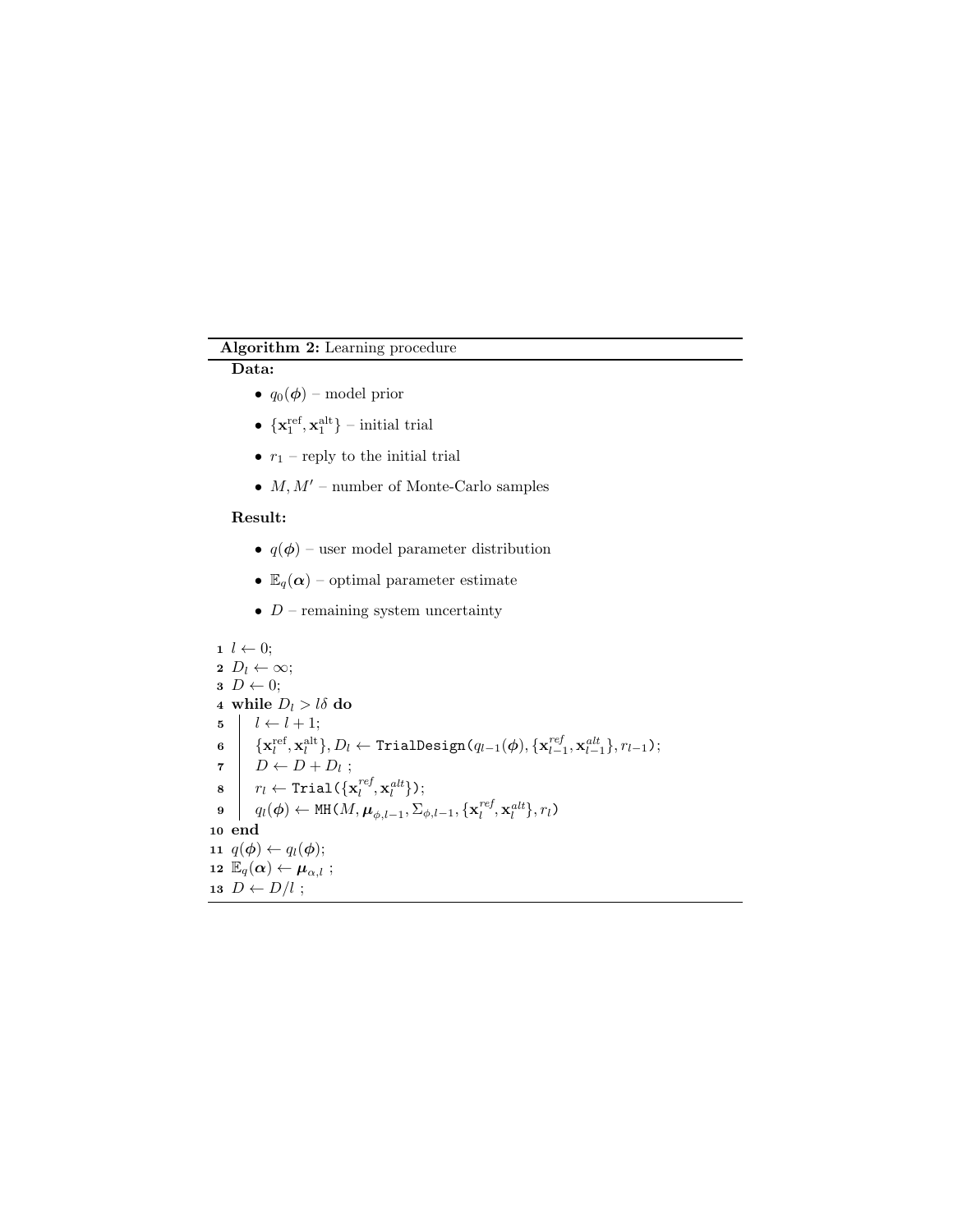**Algorithm 2:** Learning procedure

**Data:**

- $q_0(\boldsymbol{\phi})$ – model prior
- $\{\mathbf{x}_1^{\text{ref}}, \mathbf{x}_1^{\text{alt}}\}$ – initial trial
- $r_1$ – reply to the initial trial
- $M, M'$ – number of Monte-Carlo samples

**Result:**

- $q(\boldsymbol{\phi})$ – user model parameter distribution
- $\mathbb{E}_q(\boldsymbol{\alpha})$ – optimal parameter estimate
- $D$ – remaining system uncertainty

```
1  l ← 0;
2  D_l ← ∞;
3  D ← 0;
4  while D_l > lδ do
5      l ← l + 1;
6      {x_l^ref, x_l^alt}, D_l ← TrialDesign(q_{l−1}(φ), {x_{l−1}^ref, x_{l−1}^alt}, r_{l−1});
7      D ← D + D_l ;
8      r_l ← Trial({x_l^ref, x_l^alt});
9      q_l(φ) ← MH(M, μ_{φ,l−1}, Σ_{φ,l−1}, {x_l^ref, x_l^alt}, r_l)
10 end
11 q(φ) ← q_l(φ);
12 E_q(α) ← μ_{α,l} ;
13 D ← D/l ;
```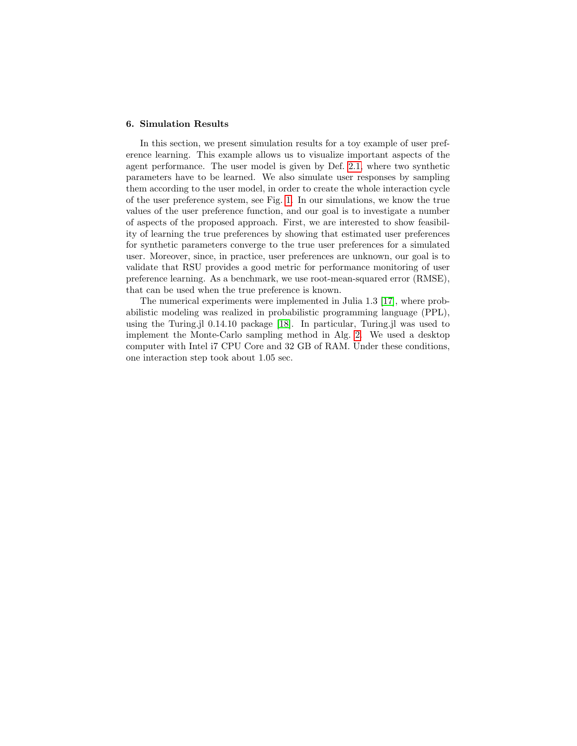## 6. Simulation Results

In this section, we present simulation results for a toy example of user preference learning. This example allows us to visualize important aspects of the agent performance. The user model is given by Def. 2.1, where two synthetic parameters have to be learned. We also simulate user responses by sampling them according to the user model, in order to create the whole interaction cycle of the user preference system, see Fig. 1. In our simulations, we know the true values of the user preference function, and our goal is to investigate a number of aspects of the proposed approach. First, we are interested to show feasibility of learning the true preferences by showing that estimated user preferences for synthetic parameters converge to the true user preferences for a simulated user. Moreover, since, in practice, user preferences are unknown, our goal is to validate that RSU provides a good metric for performance monitoring of user preference learning. As a benchmark, we use root-mean-squared error (RMSE), that can be used when the true preference is known.

The numerical experiments were implemented in Julia 1.3 [17], where probabilistic modeling was realized in probabilistic programming language (PPL), using the Turing.jl 0.14.10 package [18]. In particular, Turing.jl was used to implement the Monte-Carlo sampling method in Alg. 2. We used a desktop computer with Intel i7 CPU Core and 32 GB of RAM. Under these conditions, one interaction step took about 1.05 sec.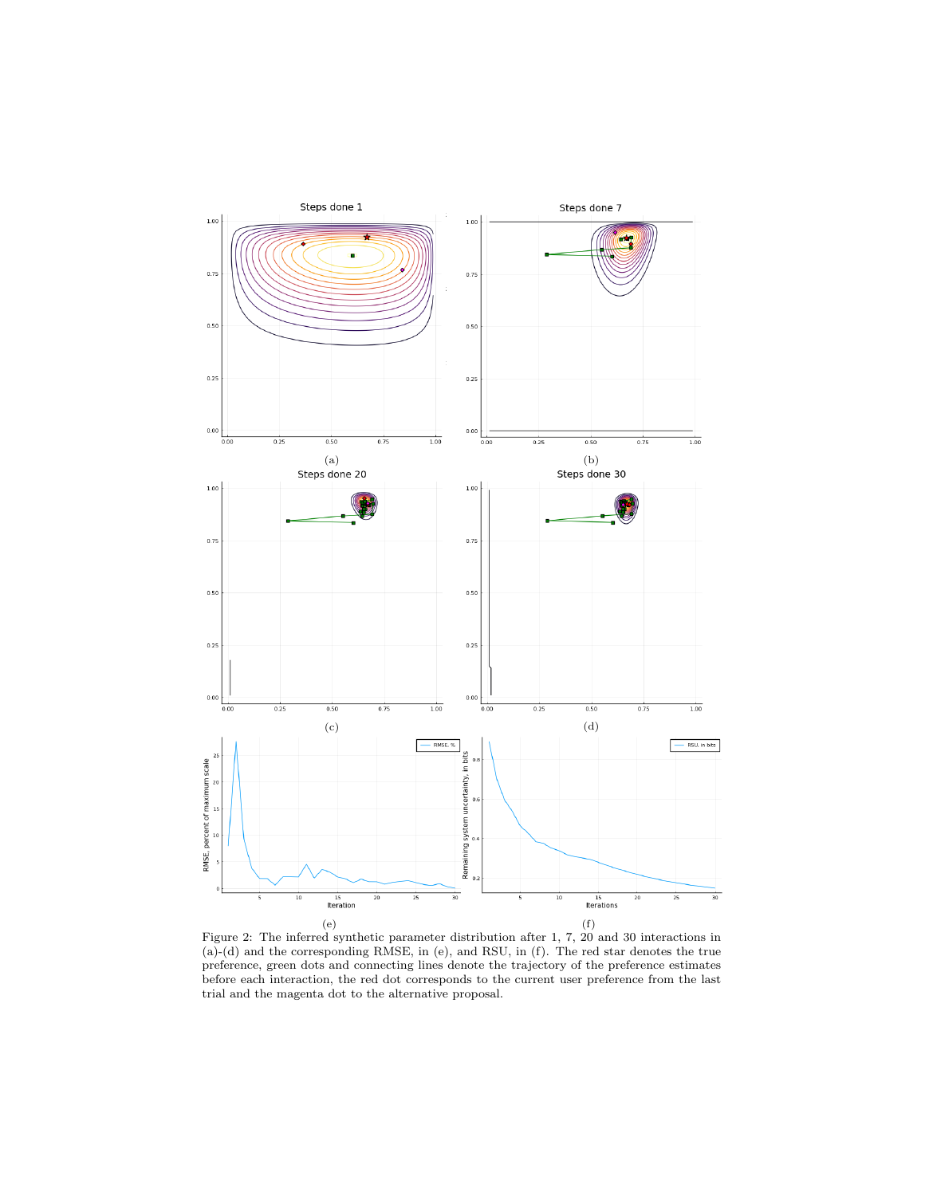Figure 2: The inferred synthetic parameter distribution after 1, 7, 20 and 30 interactions in (a)-(d) and the corresponding RMSE, in (e), and RSU, in (f). The red star denotes the true preference, green dots and connecting lines denote the trajectory of the preference estimates before each interaction, the red dot corresponds to the current user preference from the last trial and the magenta dot to the alternative proposal.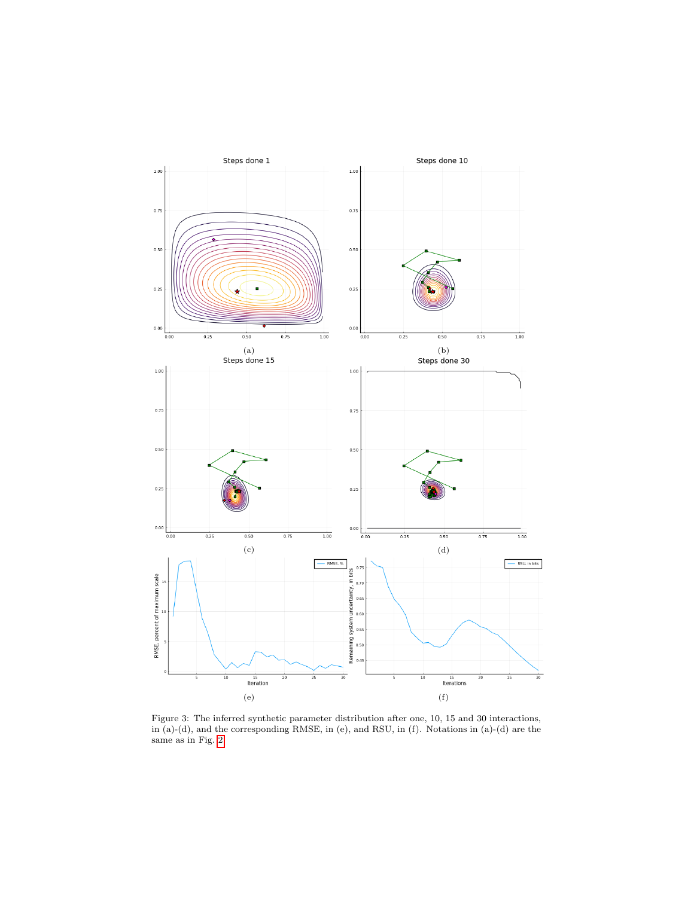Figure 3: The inferred synthetic parameter distribution after one, 10, 15 and 30 interactions, in (a)-(d), and the corresponding RMSE, in (e), and RSU, in (f). Notations in (a)-(d) are the same as in Fig. 2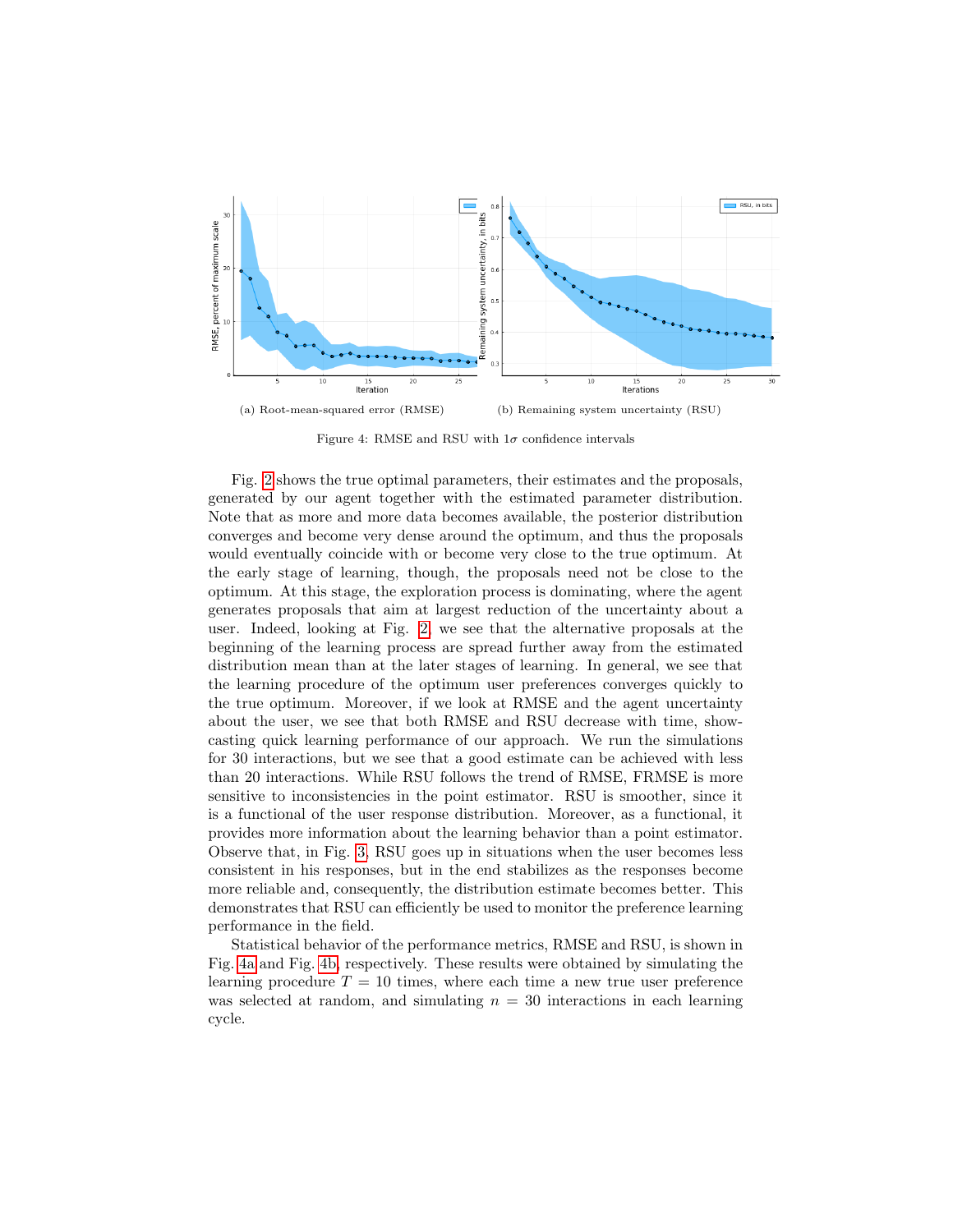(a) Root-mean-squared error (RMSE)

(b) Remaining system uncertainty (RSU)

Figure 4: RMSE and RSU with $1\sigma$ confidence intervals

Fig. 2 shows the true optimal parameters, their estimates and the proposals, generated by our agent together with the estimated parameter distribution. Note that as more and more data becomes available, the posterior distribution converges and become very dense around the optimum, and thus the proposals would eventually coincide with or become very close to the true optimum. At the early stage of learning, though, the proposals need not be close to the optimum. At this stage, the exploration process is dominating, where the agent generates proposals that aim at largest reduction of the uncertainty about a user. Indeed, looking at Fig. 2, we see that the alternative proposals at the beginning of the learning process are spread further away from the estimated distribution mean than at the later stages of learning. In general, we see that the learning procedure of the optimum user preferences converges quickly to the true optimum. Moreover, if we look at RMSE and the agent uncertainty about the user, we see that both RMSE and RSU decrease with time, showcasting quick learning performance of our approach. We run the simulations for 30 interactions, but we see that a good estimate can be achieved with less than 20 interactions. While RSU follows the trend of RMSE, FRMSE is more sensitive to inconsistencies in the point estimator. RSU is smoother, since it is a functional of the user response distribution. Moreover, as a functional, it provides more information about the learning behavior than a point estimator. Observe that, in Fig. 3, RSU goes up in situations when the user becomes less consistent in his responses, but in the end stabilizes as the responses become more reliable and, consequently, the distribution estimate becomes better. This demonstrates that RSU can efficiently be used to monitor the preference learning performance in the field.

Statistical behavior of the performance metrics, RMSE and RSU, is shown in Fig. 4a and Fig. 4b, respectively. These results were obtained by simulating the learning procedure $T = 10$ times, where each time a new true user preference was selected at random, and simulating $n = 30$ interactions in each learning cycle.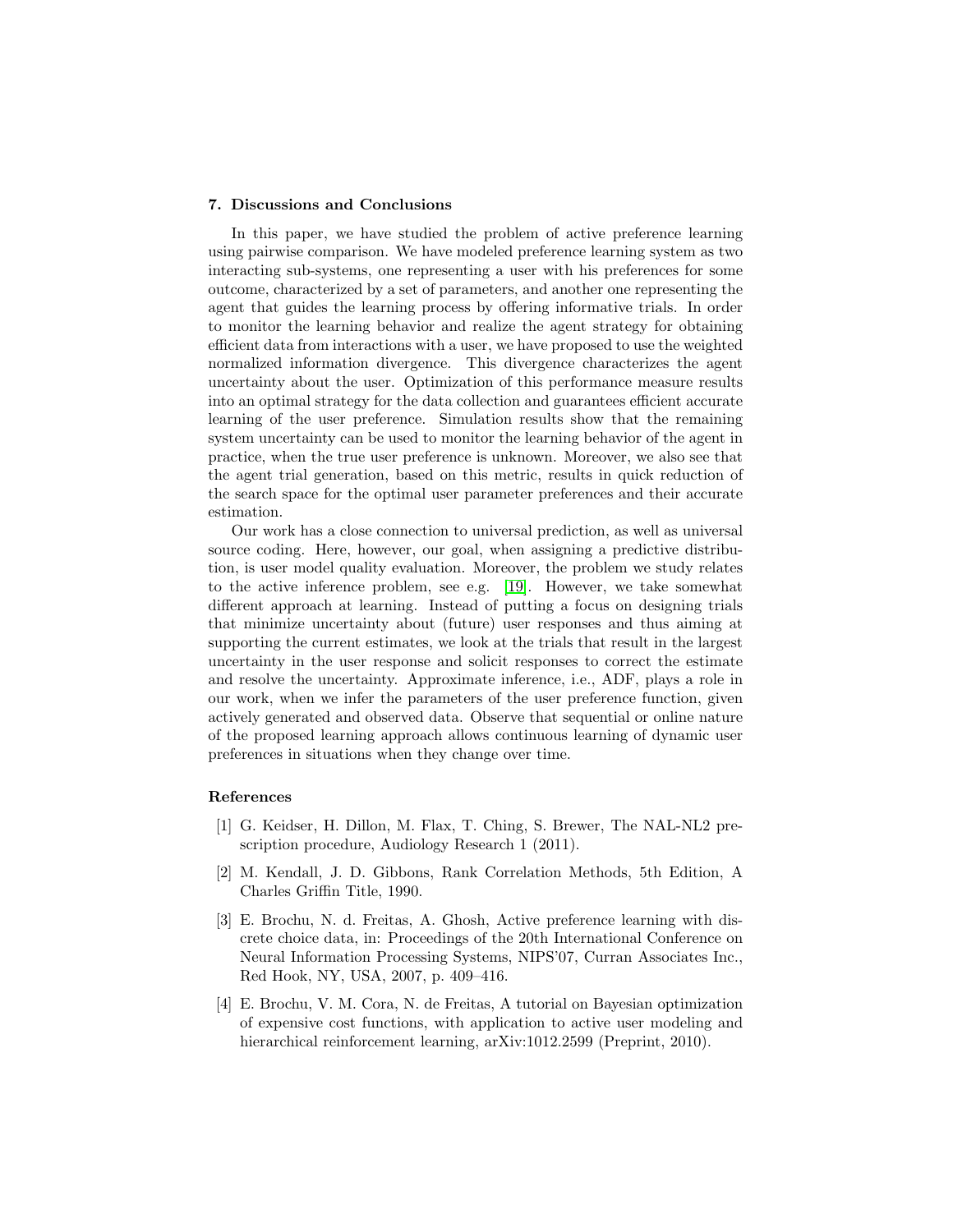## 7. Discussions and Conclusions

In this paper, we have studied the problem of active preference learning using pairwise comparison. We have modeled preference learning system as two interacting sub-systems, one representing a user with his preferences for some outcome, characterized by a set of parameters, and another one representing the agent that guides the learning process by offering informative trials. In order to monitor the learning behavior and realize the agent strategy for obtaining efficient data from interactions with a user, we have proposed to use the weighted normalized information divergence. This divergence characterizes the agent uncertainty about the user. Optimization of this performance measure results into an optimal strategy for the data collection and guarantees efficient accurate learning of the user preference. Simulation results show that the remaining system uncertainty can be used to monitor the learning behavior of the agent in practice, when the true user preference is unknown. Moreover, we also see that the agent trial generation, based on this metric, results in quick reduction of the search space for the optimal user parameter preferences and their accurate estimation.

Our work has a close connection to universal prediction, as well as universal source coding. Here, however, our goal, when assigning a predictive distribution, is user model quality evaluation. Moreover, the problem we study relates to the active inference problem, see e.g. [19]. However, we take somewhat different approach at learning. Instead of putting a focus on designing trials that minimize uncertainty about (future) user responses and thus aiming at supporting the current estimates, we look at the trials that result in the largest uncertainty in the user response and solicit responses to correct the estimate and resolve the uncertainty. Approximate inference, i.e., ADF, plays a role in our work, when we infer the parameters of the user preference function, given actively generated and observed data. Observe that sequential or online nature of the proposed learning approach allows continuous learning of dynamic user preferences in situations when they change over time.

### References

[1] G. Keidser, H. Dillon, M. Flax, T. Ching, S. Brewer, The NAL-NL2 prescription procedure, Audiology Research 1 (2011).

[2] M. Kendall, J. D. Gibbons, Rank Correlation Methods, 5th Edition, A Charles Griffin Title, 1990.

[3] E. Brochu, N. d. Freitas, A. Ghosh, Active preference learning with discrete choice data, in: Proceedings of the 20th International Conference on Neural Information Processing Systems, NIPS'07, Curran Associates Inc., Red Hook, NY, USA, 2007, p. 409–416.

[4] E. Brochu, V. M. Cora, N. de Freitas, A tutorial on Bayesian optimization of expensive cost functions, with application to active user modeling and hierarchical reinforcement learning, arXiv:1012.2599 (Preprint, 2010).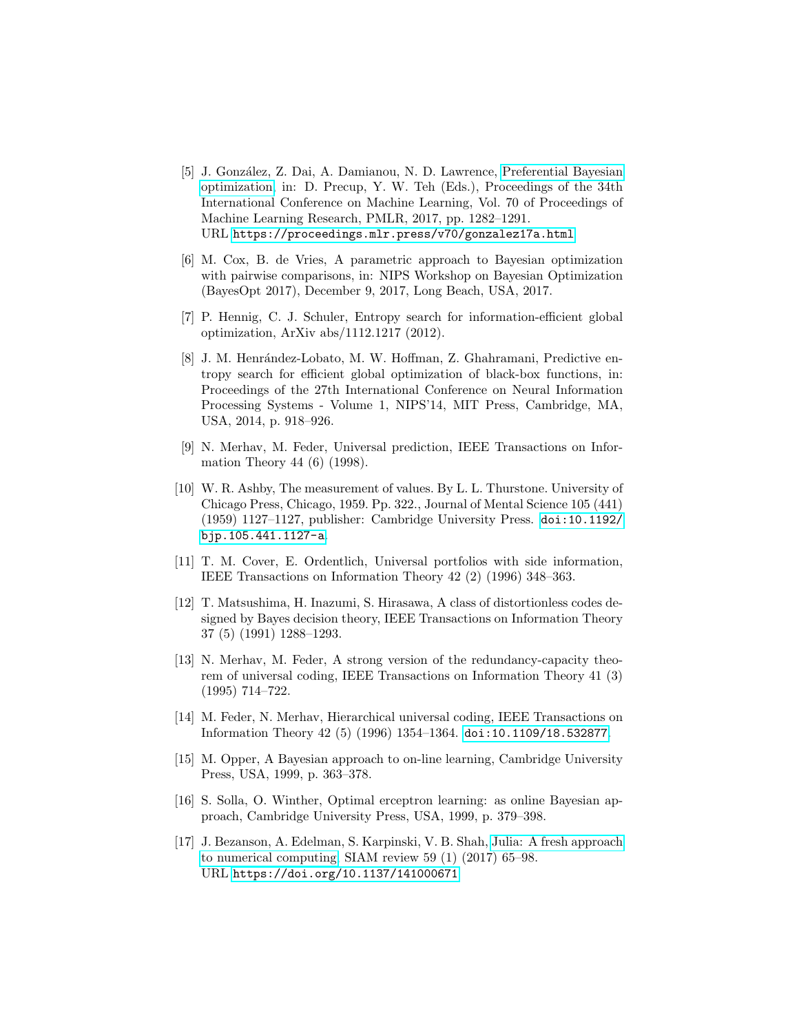[5] J. González, Z. Dai, A. Damianou, N. D. Lawrence, Preferential Bayesian optimization, in: D. Precup, Y. W. Teh (Eds.), Proceedings of the 34th International Conference on Machine Learning, Vol. 70 of Proceedings of Machine Learning Research, PMLR, 2017, pp. 1282–1291.
URL https://proceedings.mlr.press/v70/gonzalez17a.html

[6] M. Cox, B. de Vries, A parametric approach to Bayesian optimization with pairwise comparisons, in: NIPS Workshop on Bayesian Optimization (BayesOpt 2017), December 9, 2017, Long Beach, USA, 2017.

[7] P. Hennig, C. J. Schuler, Entropy search for information-efficient global optimization, ArXiv abs/1112.1217 (2012).

[8] J. M. Henrández-Lobato, M. W. Hoffman, Z. Ghahramani, Predictive entropy search for efficient global optimization of black-box functions, in: Proceedings of the 27th International Conference on Neural Information Processing Systems - Volume 1, NIPS'14, MIT Press, Cambridge, MA, USA, 2014, p. 918–926.

[9] N. Merhav, M. Feder, Universal prediction, IEEE Transactions on Information Theory 44 (6) (1998).

[10] W. R. Ashby, The measurement of values. By L. L. Thurstone. University of Chicago Press, Chicago, 1959. Pp. 322., Journal of Mental Science 105 (441) (1959) 1127–1127, publisher: Cambridge University Press. doi:10.1192/bjp.105.441.1127-a.

[11] T. M. Cover, E. Ordentlich, Universal portfolios with side information, IEEE Transactions on Information Theory 42 (2) (1996) 348–363.

[12] T. Matsushima, H. Inazumi, S. Hirasawa, A class of distortionless codes designed by Bayes decision theory, IEEE Transactions on Information Theory 37 (5) (1991) 1288–1293.

[13] N. Merhav, M. Feder, A strong version of the redundancy-capacity theorem of universal coding, IEEE Transactions on Information Theory 41 (3) (1995) 714–722.

[14] M. Feder, N. Merhav, Hierarchical universal coding, IEEE Transactions on Information Theory 42 (5) (1996) 1354–1364. doi:10.1109/18.532877.

[15] M. Opper, A Bayesian approach to on-line learning, Cambridge University Press, USA, 1999, p. 363–378.

[16] S. Solla, O. Winther, Optimal erceptron learning: as online Bayesian approach, Cambridge University Press, USA, 1999, p. 379–398.

[17] J. Bezanson, A. Edelman, S. Karpinski, V. B. Shah, Julia: A fresh approach to numerical computing, SIAM review 59 (1) (2017) 65–98.
URL https://doi.org/10.1137/141000671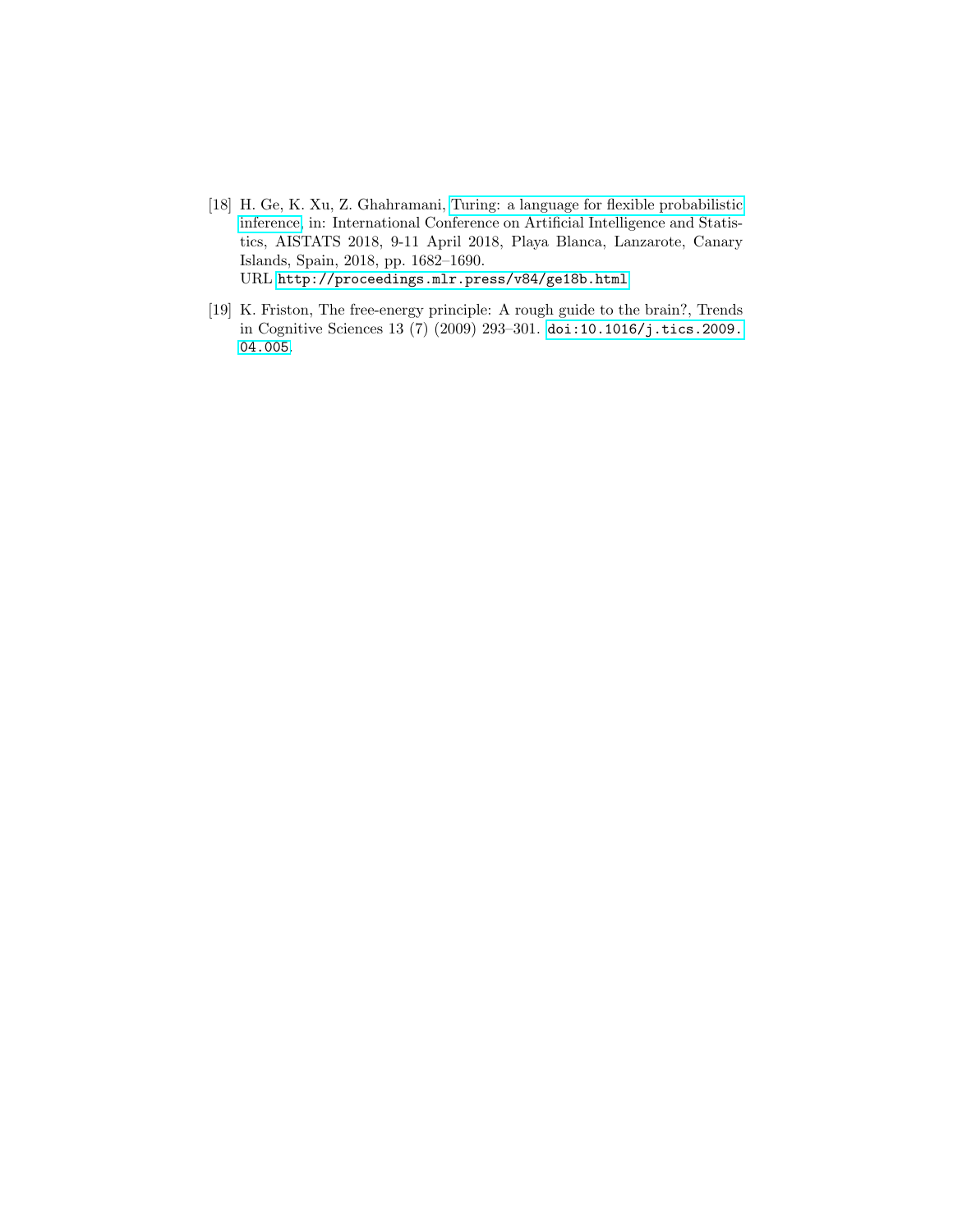[18] H. Ge, K. Xu, Z. Ghahramani, Turing: a language for flexible probabilistic inference, in: International Conference on Artificial Intelligence and Statistics, AISTATS 2018, 9-11 April 2018, Playa Blanca, Lanzarote, Canary Islands, Spain, 2018, pp. 1682–1690.
URL http://proceedings.mlr.press/v84/ge18b.html

[19] K. Friston, The free-energy principle: A rough guide to the brain?, Trends in Cognitive Sciences 13 (7) (2009) 293–301. doi:10.1016/j.tics.2009.04.005.